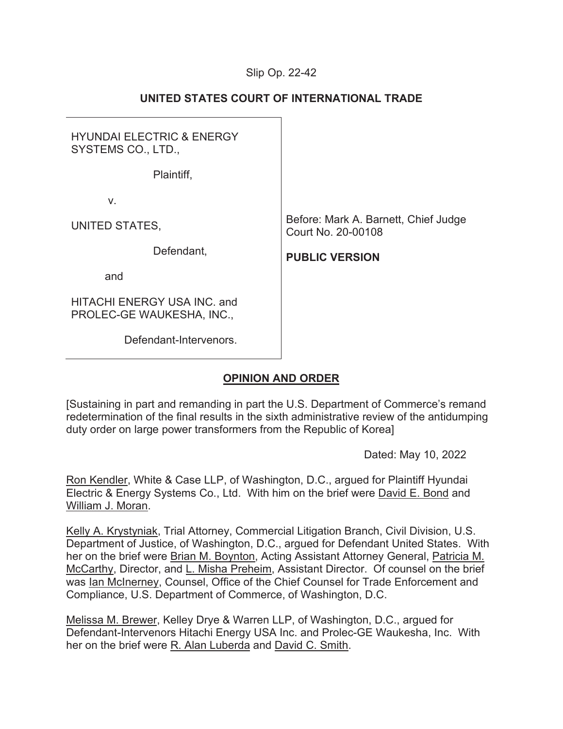Slip Op. 22-42

## UNITED STATES COURT OF INTERNATIONAL TRADE

HYUNDAI ELECTRIC & ENERGY SYSTEMS CO., LTD.,

Plaintiff,

v.

UNITED STATES,

Defendant,

and

HITACHI ENERGY USA INC. and PROLEC-GE WAUKESHA, INC.,

Defendant-Intervenors.

Before: Mark A. Barnett, Chief Judge
Court No. 20-00108

**PUBLIC VERSION**

## OPINION AND ORDER

[Sustaining in part and remanding in part the U.S. Department of Commerce's remand redetermination of the final results in the sixth administrative review of the antidumping duty order on large power transformers from the Republic of Korea]

Dated: May 10, 2022

Ron Kendler, White & Case LLP, of Washington, D.C., argued for Plaintiff Hyundai Electric & Energy Systems Co., Ltd. With him on the brief were David E. Bond and William J. Moran.

Kelly A. Krystyniak, Trial Attorney, Commercial Litigation Branch, Civil Division, U.S. Department of Justice, of Washington, D.C., argued for Defendant United States. With her on the brief were Brian M. Boynton, Acting Assistant Attorney General, Patricia M. McCarthy, Director, and L. Misha Preheim, Assistant Director. Of counsel on the brief was Ian McInerney, Counsel, Office of the Chief Counsel for Trade Enforcement and Compliance, U.S. Department of Commerce, of Washington, D.C.

Melissa M. Brewer, Kelley Drye & Warren LLP, of Washington, D.C., argued for Defendant-Intervenors Hitachi Energy USA Inc. and Prolec-GE Waukesha, Inc. With her on the brief were R. Alan Luberda and David C. Smith.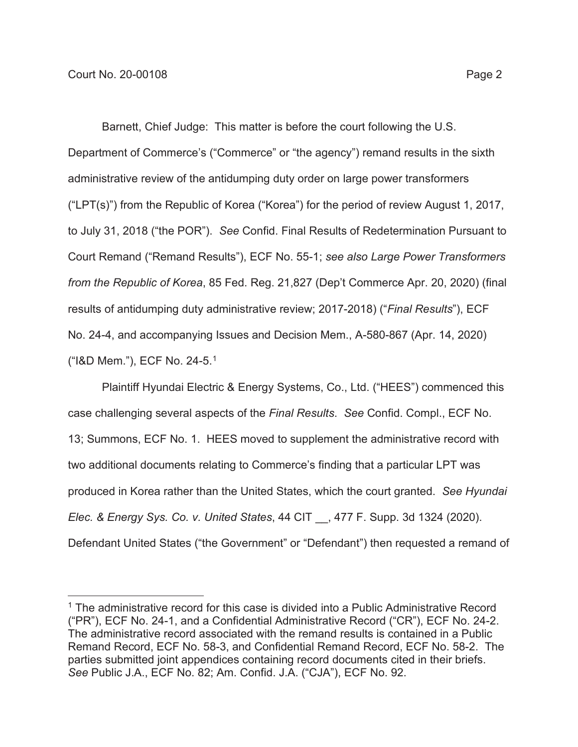Barnett, Chief Judge: This matter is before the court following the U.S. Department of Commerce's ("Commerce" or "the agency") remand results in the sixth administrative review of the antidumping duty order on large power transformers ("LPT(s)") from the Republic of Korea ("Korea") for the period of review August 1, 2017, to July 31, 2018 ("the POR"). *See* Confid. Final Results of Redetermination Pursuant to Court Remand ("Remand Results"), ECF No. 55-1; *see also Large Power Transformers from the Republic of Korea*, 85 Fed. Reg. 21,827 (Dep't Commerce Apr. 20, 2020) (final results of antidumping duty administrative review; 2017-2018) ("*Final Results*"), ECF No. 24-4, and accompanying Issues and Decision Mem., A-580-867 (Apr. 14, 2020) ("I&D Mem."), ECF No. 24-5.[1]

Plaintiff Hyundai Electric & Energy Systems, Co., Ltd. ("HEES") commenced this case challenging several aspects of the *Final Results*. *See* Confid. Compl., ECF No. 13; Summons, ECF No. 1. HEES moved to supplement the administrative record with two additional documents relating to Commerce's finding that a particular LPT was produced in Korea rather than the United States, which the court granted. *See Hyundai Elec. & Energy Sys. Co. v. United States*, 44 CIT __, 477 F. Supp. 3d 1324 (2020). Defendant United States ("the Government" or "Defendant") then requested a remand of

[1] The administrative record for this case is divided into a Public Administrative Record ("PR"), ECF No. 24-1, and a Confidential Administrative Record ("CR"), ECF No. 24-2. The administrative record associated with the remand results is contained in a Public Remand Record, ECF No. 58-3, and Confidential Remand Record, ECF No. 58-2. The parties submitted joint appendices containing record documents cited in their briefs. *See* Public J.A., ECF No. 82; Am. Confid. J.A. ("CJA"), ECF No. 92.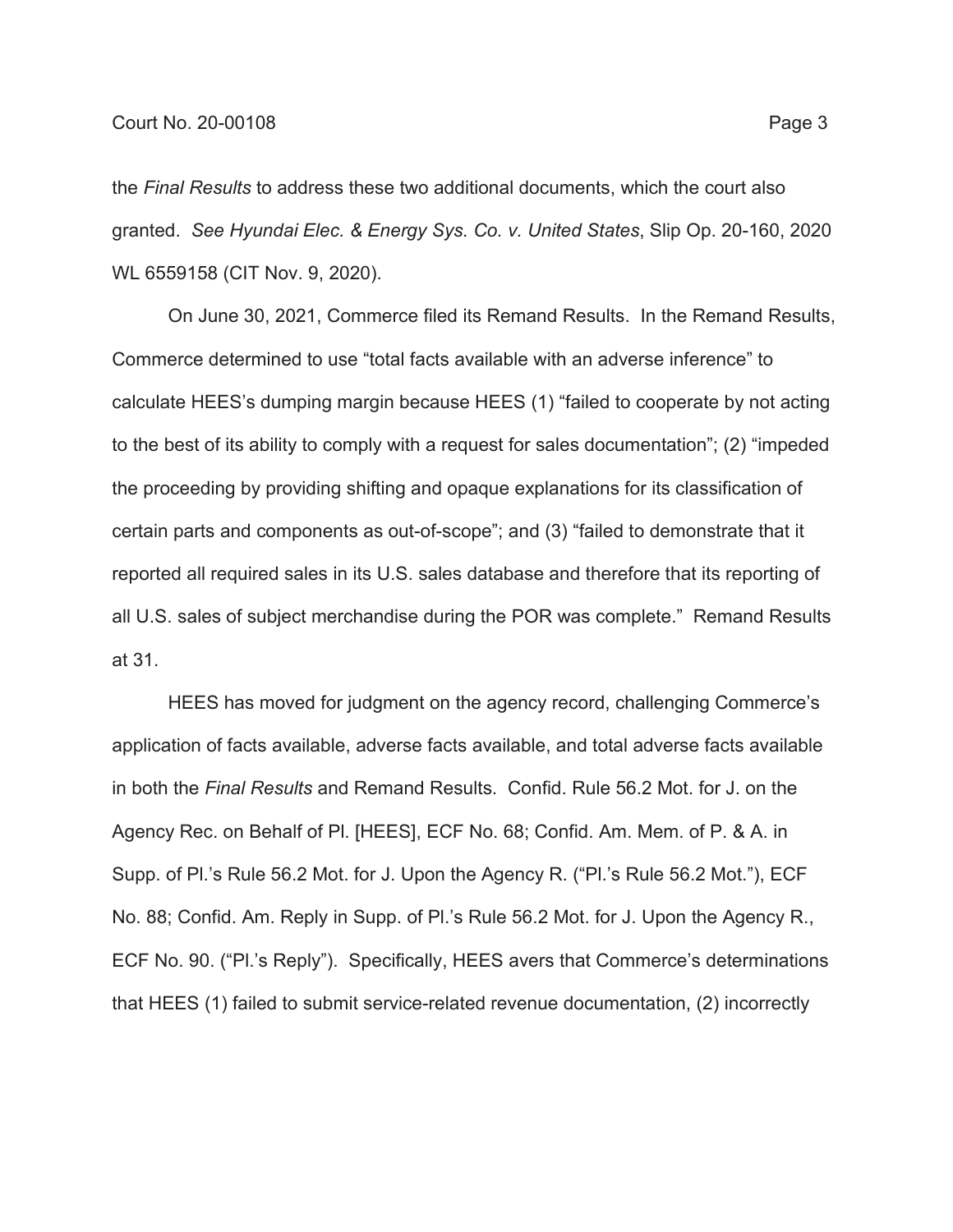the *Final Results* to address these two additional documents, which the court also granted. *See Hyundai Elec. & Energy Sys. Co. v. United States*, Slip Op. 20-160, 2020 WL 6559158 (CIT Nov. 9, 2020).

On June 30, 2021, Commerce filed its Remand Results. In the Remand Results, Commerce determined to use "total facts available with an adverse inference" to calculate HEES's dumping margin because HEES (1) "failed to cooperate by not acting to the best of its ability to comply with a request for sales documentation"; (2) "impeded the proceeding by providing shifting and opaque explanations for its classification of certain parts and components as out-of-scope"; and (3) "failed to demonstrate that it reported all required sales in its U.S. sales database and therefore that its reporting of all U.S. sales of subject merchandise during the POR was complete." Remand Results at 31.

HEES has moved for judgment on the agency record, challenging Commerce's application of facts available, adverse facts available, and total adverse facts available in both the *Final Results* and Remand Results. Confid. Rule 56.2 Mot. for J. on the Agency Rec. on Behalf of Pl. [HEES], ECF No. 68; Confid. Am. Mem. of P. & A. in Supp. of Pl.'s Rule 56.2 Mot. for J. Upon the Agency R. ("Pl.'s Rule 56.2 Mot."), ECF No. 88; Confid. Am. Reply in Supp. of Pl.'s Rule 56.2 Mot. for J. Upon the Agency R., ECF No. 90. ("Pl.'s Reply"). Specifically, HEES avers that Commerce's determinations that HEES (1) failed to submit service-related revenue documentation, (2) incorrectly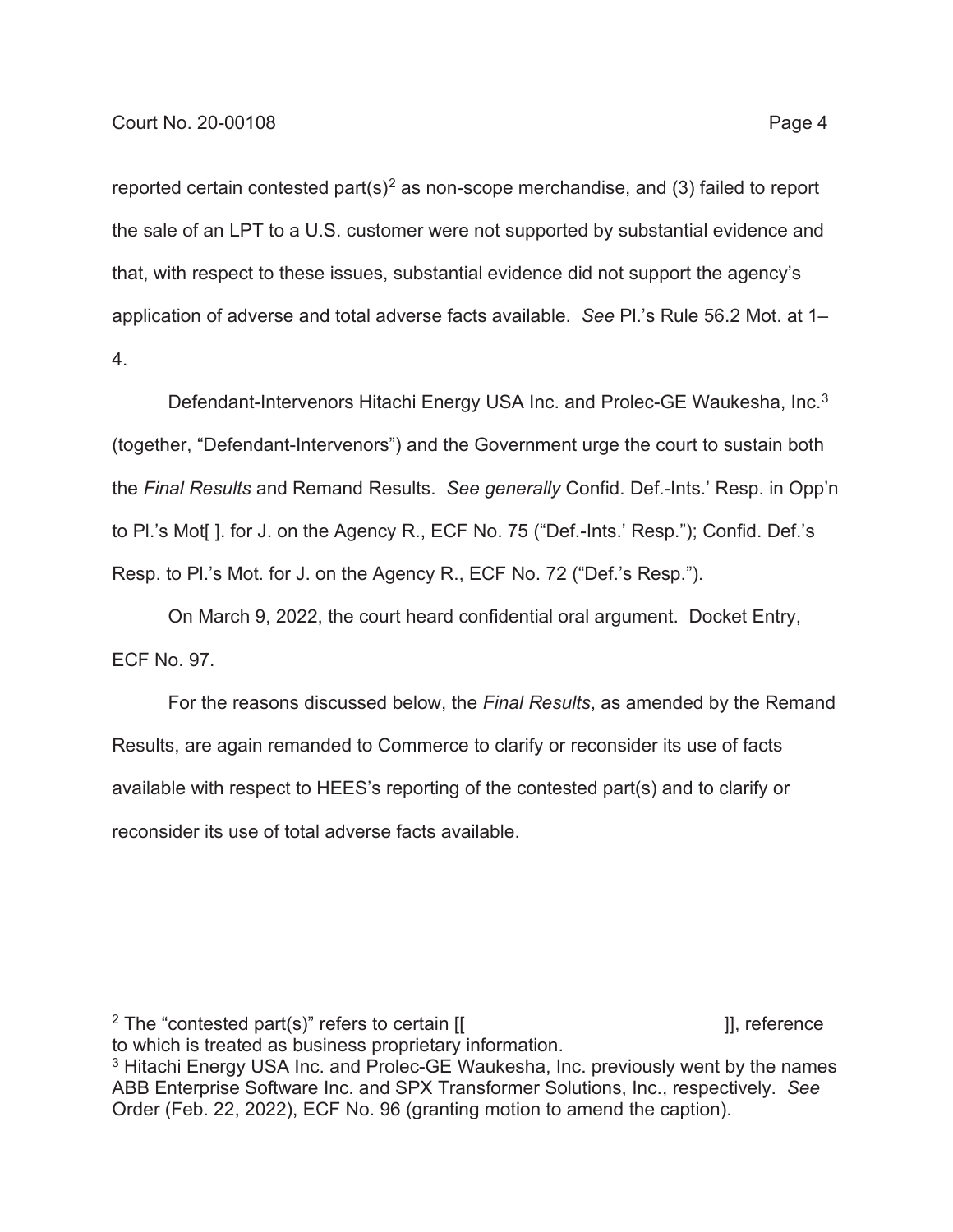reported certain contested part(s)[2] as non-scope merchandise, and (3) failed to report the sale of an LPT to a U.S. customer were not supported by substantial evidence and that, with respect to these issues, substantial evidence did not support the agency's application of adverse and total adverse facts available. *See* Pl.'s Rule 56.2 Mot. at 1–4.

Defendant-Intervenors Hitachi Energy USA Inc. and Prolec-GE Waukesha, Inc.[3] (together, "Defendant-Intervenors") and the Government urge the court to sustain both the *Final Results* and Remand Results. *See generally* Confid. Def.-Ints.' Resp. in Opp'n to Pl.'s Mot[ ]. for J. on the Agency R., ECF No. 75 ("Def.-Ints.' Resp."); Confid. Def.'s Resp. to Pl.'s Mot. for J. on the Agency R., ECF No. 72 ("Def.'s Resp.").

On March 9, 2022, the court heard confidential oral argument. Docket Entry, ECF No. 97.

For the reasons discussed below, the *Final Results*, as amended by the Remand Results, are again remanded to Commerce to clarify or reconsider its use of facts available with respect to HEES's reporting of the contested part(s) and to clarify or reconsider its use of total adverse facts available.

---

[2] The "contested part(s)" refers to certain [[ ]], reference to which is treated as business proprietary information.

[3] Hitachi Energy USA Inc. and Prolec-GE Waukesha, Inc. previously went by the names ABB Enterprise Software Inc. and SPX Transformer Solutions, Inc., respectively. *See* Order (Feb. 22, 2022), ECF No. 96 (granting motion to amend the caption).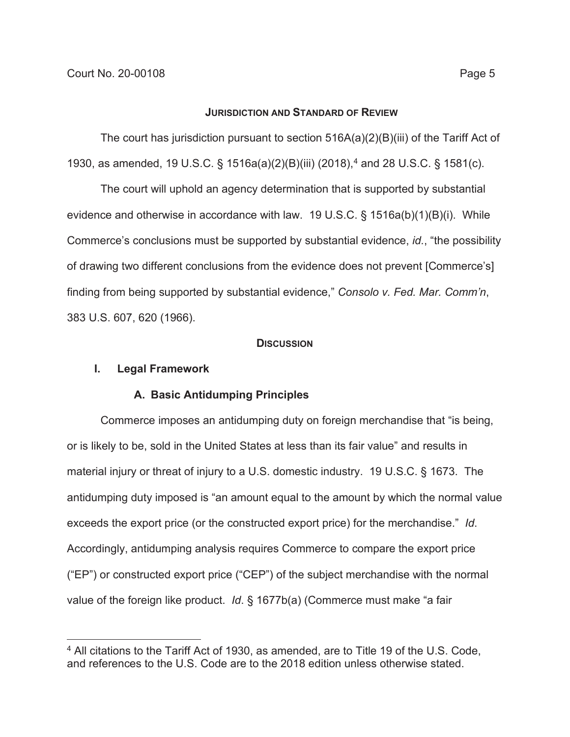## JURISDICTION AND STANDARD OF REVIEW

The court has jurisdiction pursuant to section 516A(a)(2)(B)(iii) of the Tariff Act of 1930, as amended, 19 U.S.C. § 1516a(a)(2)(B)(iii) (2018),[4] and 28 U.S.C. § 1581(c).

The court will uphold an agency determination that is supported by substantial evidence and otherwise in accordance with law. 19 U.S.C. § 1516a(b)(1)(B)(i). While Commerce's conclusions must be supported by substantial evidence, *id.*, "the possibility of drawing two different conclusions from the evidence does not prevent [Commerce's] finding from being supported by substantial evidence," *Consolo v. Fed. Mar. Comm'n*, 383 U.S. 607, 620 (1966).

## DISCUSSION

### I. Legal Framework

#### A. Basic Antidumping Principles

Commerce imposes an antidumping duty on foreign merchandise that "is being, or is likely to be, sold in the United States at less than its fair value" and results in material injury or threat of injury to a U.S. domestic industry. 19 U.S.C. § 1673. The antidumping duty imposed is "an amount equal to the amount by which the normal value exceeds the export price (or the constructed export price) for the merchandise." *Id*. Accordingly, antidumping analysis requires Commerce to compare the export price ("EP") or constructed export price ("CEP") of the subject merchandise with the normal value of the foreign like product. *Id*. § 1677b(a) (Commerce must make "a fair

---

[4] All citations to the Tariff Act of 1930, as amended, are to Title 19 of the U.S. Code, and references to the U.S. Code are to the 2018 edition unless otherwise stated.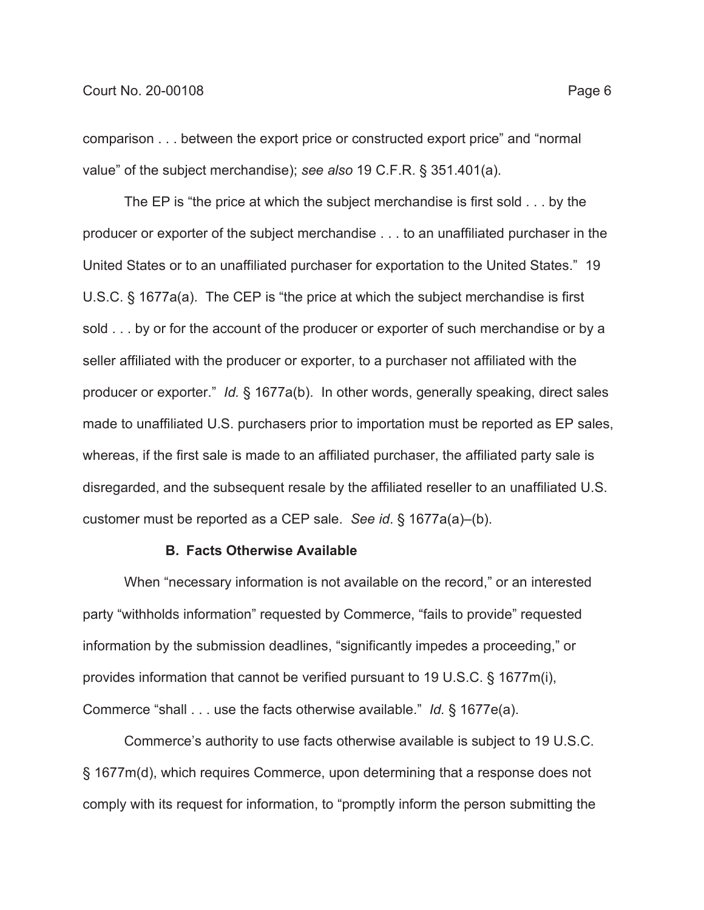comparison . . . between the export price or constructed export price" and "normal value" of the subject merchandise); *see also* 19 C.F.R. § 351.401(a).

The EP is "the price at which the subject merchandise is first sold . . . by the producer or exporter of the subject merchandise . . . to an unaffiliated purchaser in the United States or to an unaffiliated purchaser for exportation to the United States." 19 U.S.C. § 1677a(a). The CEP is "the price at which the subject merchandise is first sold . . . by or for the account of the producer or exporter of such merchandise or by a seller affiliated with the producer or exporter, to a purchaser not affiliated with the producer or exporter." *Id.* § 1677a(b). In other words, generally speaking, direct sales made to unaffiliated U.S. purchasers prior to importation must be reported as EP sales, whereas, if the first sale is made to an affiliated purchaser, the affiliated party sale is disregarded, and the subsequent resale by the affiliated reseller to an unaffiliated U.S. customer must be reported as a CEP sale. *See id*. § 1677a(a)–(b).

### B. Facts Otherwise Available

When "necessary information is not available on the record," or an interested party "withholds information" requested by Commerce, "fails to provide" requested information by the submission deadlines, "significantly impedes a proceeding," or provides information that cannot be verified pursuant to 19 U.S.C. § 1677m(i), Commerce "shall . . . use the facts otherwise available." *Id.* § 1677e(a).

Commerce's authority to use facts otherwise available is subject to 19 U.S.C. § 1677m(d), which requires Commerce, upon determining that a response does not comply with its request for information, to "promptly inform the person submitting the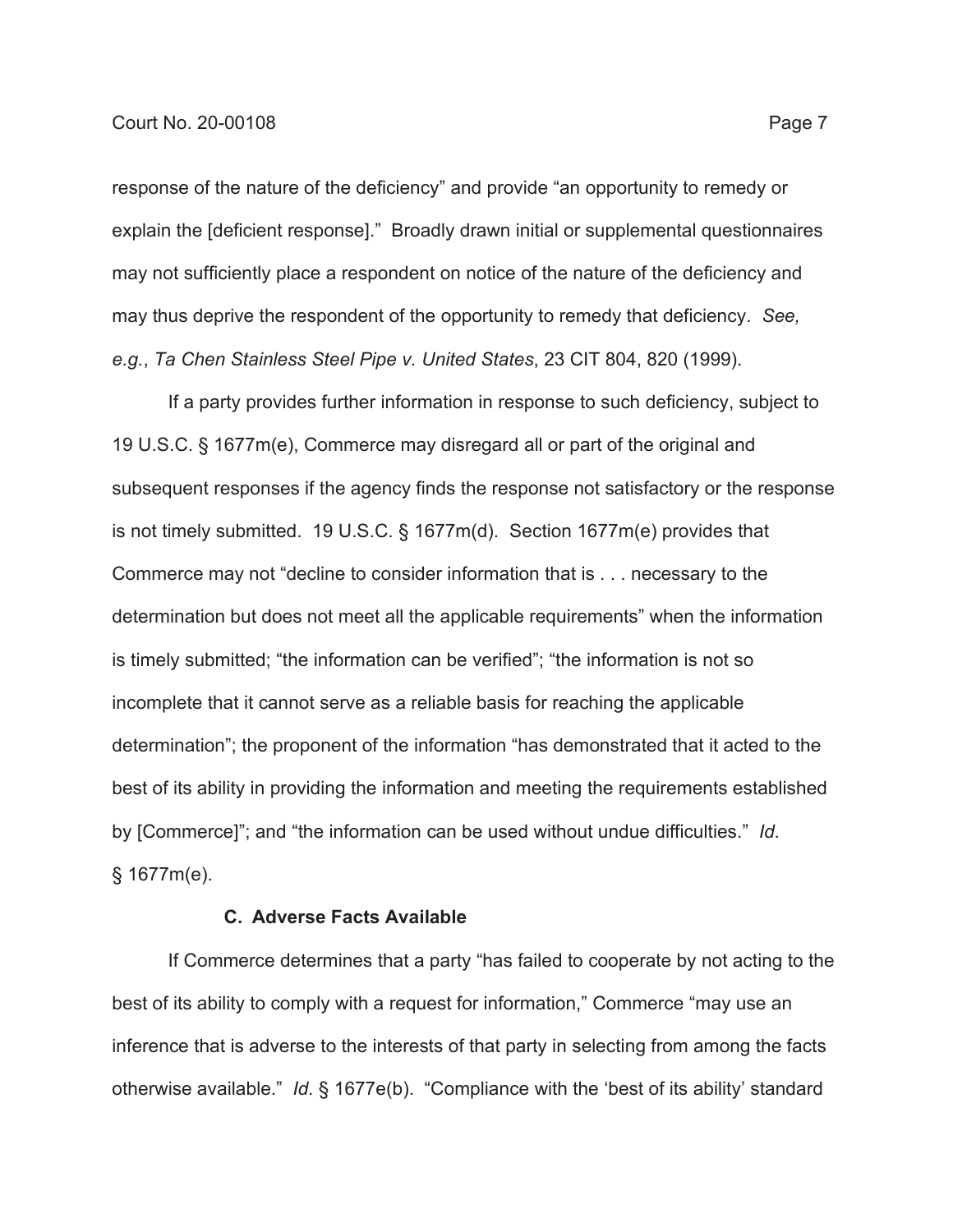response of the nature of the deficiency" and provide "an opportunity to remedy or explain the [deficient response]." Broadly drawn initial or supplemental questionnaires may not sufficiently place a respondent on notice of the nature of the deficiency and may thus deprive the respondent of the opportunity to remedy that deficiency. *See, e.g.*, *Ta Chen Stainless Steel Pipe v. United States*, 23 CIT 804, 820 (1999).

If a party provides further information in response to such deficiency, subject to 19 U.S.C. § 1677m(e), Commerce may disregard all or part of the original and subsequent responses if the agency finds the response not satisfactory or the response is not timely submitted. 19 U.S.C. § 1677m(d). Section 1677m(e) provides that Commerce may not "decline to consider information that is . . . necessary to the determination but does not meet all the applicable requirements" when the information is timely submitted; "the information can be verified"; "the information is not so incomplete that it cannot serve as a reliable basis for reaching the applicable determination"; the proponent of the information "has demonstrated that it acted to the best of its ability in providing the information and meeting the requirements established by [Commerce]"; and "the information can be used without undue difficulties." *Id*. § 1677m(e).

### C. Adverse Facts Available

If Commerce determines that a party "has failed to cooperate by not acting to the best of its ability to comply with a request for information," Commerce "may use an inference that is adverse to the interests of that party in selecting from among the facts otherwise available." *Id*. § 1677e(b). "Compliance with the 'best of its ability' standard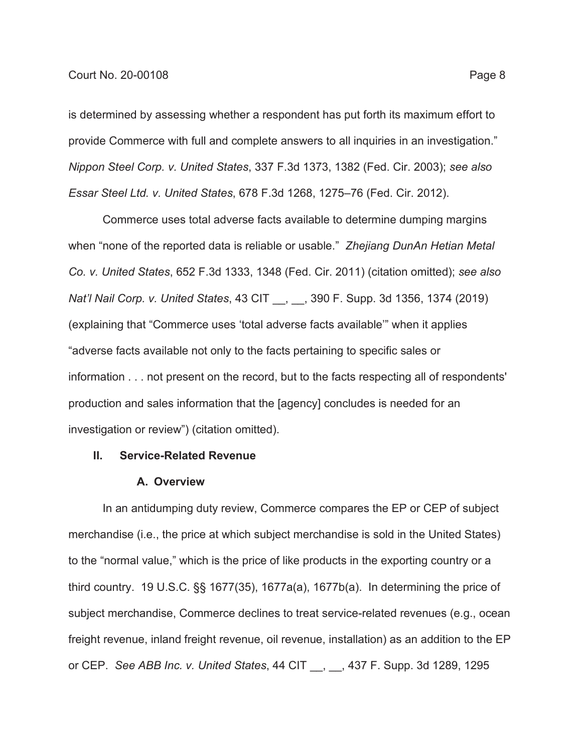is determined by assessing whether a respondent has put forth its maximum effort to provide Commerce with full and complete answers to all inquiries in an investigation." *Nippon Steel Corp. v. United States*, 337 F.3d 1373, 1382 (Fed. Cir. 2003); *see also Essar Steel Ltd. v. United States*, 678 F.3d 1268, 1275–76 (Fed. Cir. 2012).

Commerce uses total adverse facts available to determine dumping margins when "none of the reported data is reliable or usable." *Zhejiang DunAn Hetian Metal Co. v. United States*, 652 F.3d 1333, 1348 (Fed. Cir. 2011) (citation omitted); *see also Nat'l Nail Corp. v. United States*, 43 CIT __, __, 390 F. Supp. 3d 1356, 1374 (2019) (explaining that "Commerce uses 'total adverse facts available'" when it applies "adverse facts available not only to the facts pertaining to specific sales or information . . . not present on the record, but to the facts respecting all of respondents' production and sales information that the [agency] concludes is needed for an investigation or review") (citation omitted).

## II. Service-Related Revenue

### A. Overview

In an antidumping duty review, Commerce compares the EP or CEP of subject merchandise (i.e., the price at which subject merchandise is sold in the United States) to the "normal value," which is the price of like products in the exporting country or a third country. 19 U.S.C. §§ 1677(35), 1677a(a), 1677b(a). In determining the price of subject merchandise, Commerce declines to treat service-related revenues (e.g., ocean freight revenue, inland freight revenue, oil revenue, installation) as an addition to the EP or CEP. *See ABB Inc. v. United States*, 44 CIT __, __, 437 F. Supp. 3d 1289, 1295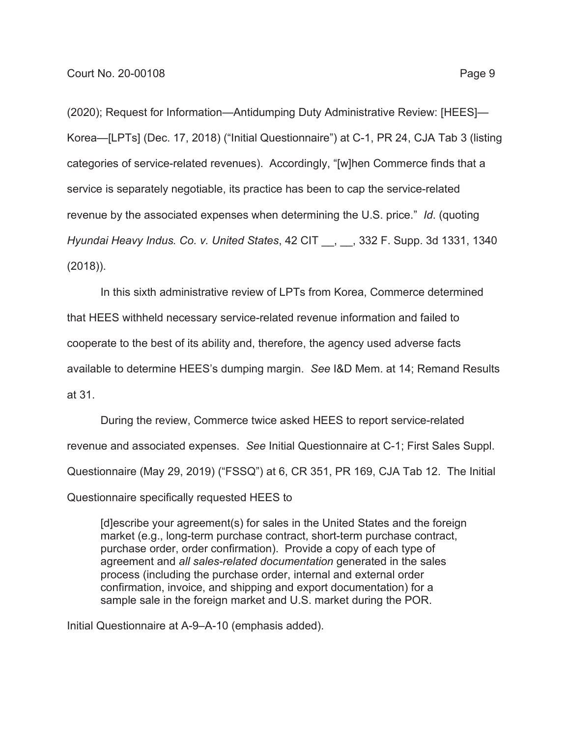(2020); Request for Information—Antidumping Duty Administrative Review: [HEES]—Korea—[LPTs] (Dec. 17, 2018) ("Initial Questionnaire") at C-1, PR 24, CJA Tab 3 (listing categories of service-related revenues). Accordingly, "[w]hen Commerce finds that a service is separately negotiable, its practice has been to cap the service-related revenue by the associated expenses when determining the U.S. price." *Id*. (quoting *Hyundai Heavy Indus. Co. v. United States*, 42 CIT __, __, 332 F. Supp. 3d 1331, 1340 (2018)).

In this sixth administrative review of LPTs from Korea, Commerce determined that HEES withheld necessary service-related revenue information and failed to cooperate to the best of its ability and, therefore, the agency used adverse facts available to determine HEES's dumping margin. *See* I&D Mem. at 14; Remand Results at 31.

During the review, Commerce twice asked HEES to report service-related revenue and associated expenses. *See* Initial Questionnaire at C-1; First Sales Suppl. Questionnaire (May 29, 2019) ("FSSQ") at 6, CR 351, PR 169, CJA Tab 12. The Initial Questionnaire specifically requested HEES to

> [d]escribe your agreement(s) for sales in the United States and the foreign market (e.g., long-term purchase contract, short-term purchase contract, purchase order, order confirmation). Provide a copy of each type of agreement and *all sales-related documentation* generated in the sales process (including the purchase order, internal and external order confirmation, invoice, and shipping and export documentation) for a sample sale in the foreign market and U.S. market during the POR.

Initial Questionnaire at A-9–A-10 (emphasis added).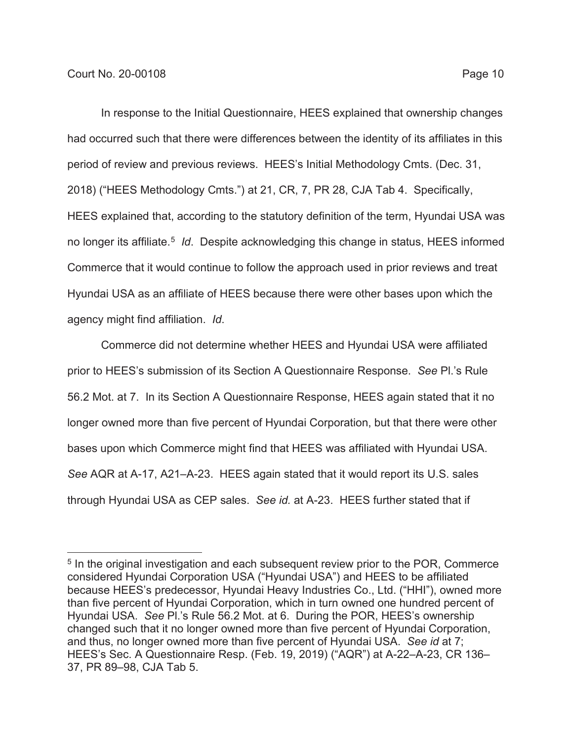In response to the Initial Questionnaire, HEES explained that ownership changes had occurred such that there were differences between the identity of its affiliates in this period of review and previous reviews. HEES's Initial Methodology Cmts. (Dec. 31, 2018) ("HEES Methodology Cmts.") at 21, CR, 7, PR 28, CJA Tab 4. Specifically, HEES explained that, according to the statutory definition of the term, Hyundai USA was no longer its affiliate.[5] *Id*. Despite acknowledging this change in status, HEES informed Commerce that it would continue to follow the approach used in prior reviews and treat Hyundai USA as an affiliate of HEES because there were other bases upon which the agency might find affiliation. *Id*.

Commerce did not determine whether HEES and Hyundai USA were affiliated prior to HEES's submission of its Section A Questionnaire Response. *See* Pl.'s Rule 56.2 Mot. at 7. In its Section A Questionnaire Response, HEES again stated that it no longer owned more than five percent of Hyundai Corporation, but that there were other bases upon which Commerce might find that HEES was affiliated with Hyundai USA. *See* AQR at A-17, A21–A-23. HEES again stated that it would report its U.S. sales through Hyundai USA as CEP sales. *See id.* at A-23. HEES further stated that if

---

[5] In the original investigation and each subsequent review prior to the POR, Commerce considered Hyundai Corporation USA ("Hyundai USA") and HEES to be affiliated because HEES's predecessor, Hyundai Heavy Industries Co., Ltd. ("HHI"), owned more than five percent of Hyundai Corporation, which in turn owned one hundred percent of Hyundai USA. *See* Pl.'s Rule 56.2 Mot. at 6. During the POR, HEES's ownership changed such that it no longer owned more than five percent of Hyundai Corporation, and thus, no longer owned more than five percent of Hyundai USA. *See id* at 7; HEES's Sec. A Questionnaire Resp. (Feb. 19, 2019) ("AQR") at A-22–A-23, CR 136–37, PR 89–98, CJA Tab 5.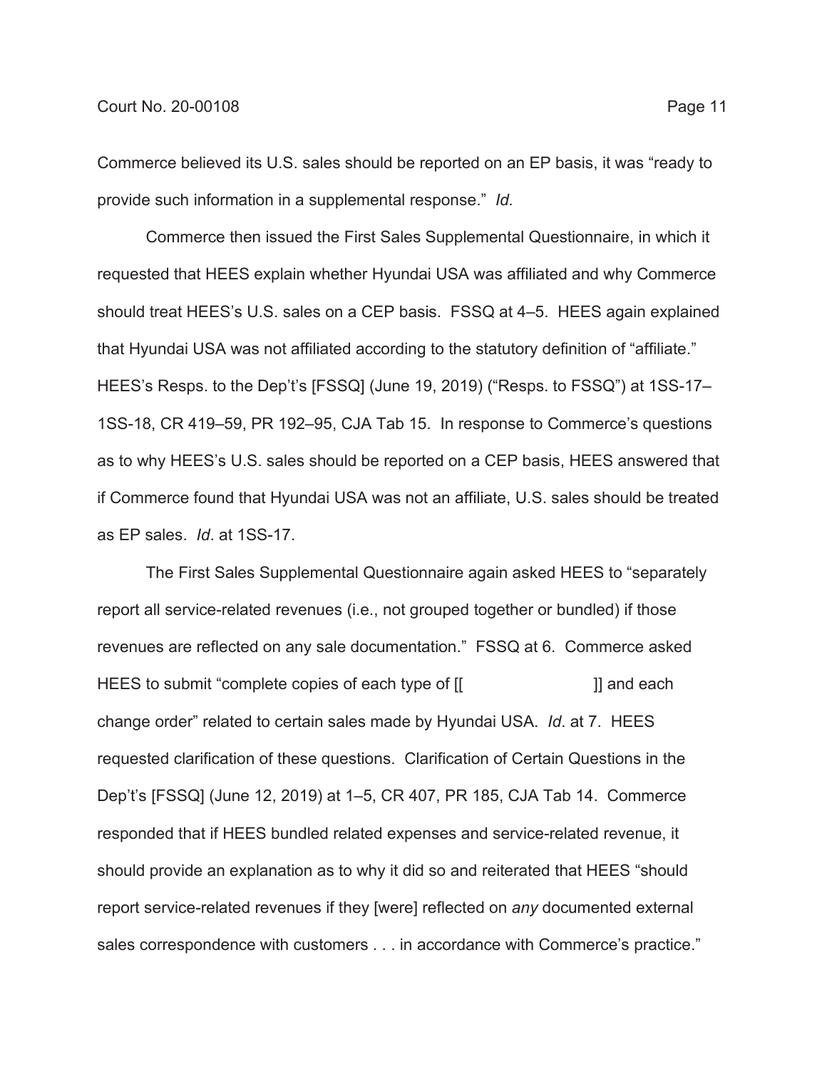Commerce believed its U.S. sales should be reported on an EP basis, it was "ready to provide such information in a supplemental response." *Id.*

Commerce then issued the First Sales Supplemental Questionnaire, in which it requested that HEES explain whether Hyundai USA was affiliated and why Commerce should treat HEES's U.S. sales on a CEP basis. FSSQ at 4–5. HEES again explained that Hyundai USA was not affiliated according to the statutory definition of "affiliate." HEES's Resps. to the Dep't's [FSSQ] (June 19, 2019) ("Resps. to FSSQ") at 1SS-17–1SS-18, CR 419–59, PR 192–95, CJA Tab 15. In response to Commerce's questions as to why HEES's U.S. sales should be reported on a CEP basis, HEES answered that if Commerce found that Hyundai USA was not an affiliate, U.S. sales should be treated as EP sales. *Id*. at 1SS-17.

The First Sales Supplemental Questionnaire again asked HEES to "separately report all service-related revenues (i.e., not grouped together or bundled) if those revenues are reflected on any sale documentation." FSSQ at 6. Commerce asked HEES to submit "complete copies of each type of [[                    ]] and each change order" related to certain sales made by Hyundai USA. *Id*. at 7. HEES requested clarification of these questions. Clarification of Certain Questions in the Dep't's [FSSQ] (June 12, 2019) at 1–5, CR 407, PR 185, CJA Tab 14. Commerce responded that if HEES bundled related expenses and service-related revenue, it should provide an explanation as to why it did so and reiterated that HEES "should report service-related revenues if they [were] reflected on *any* documented external sales correspondence with customers . . . in accordance with Commerce's practice."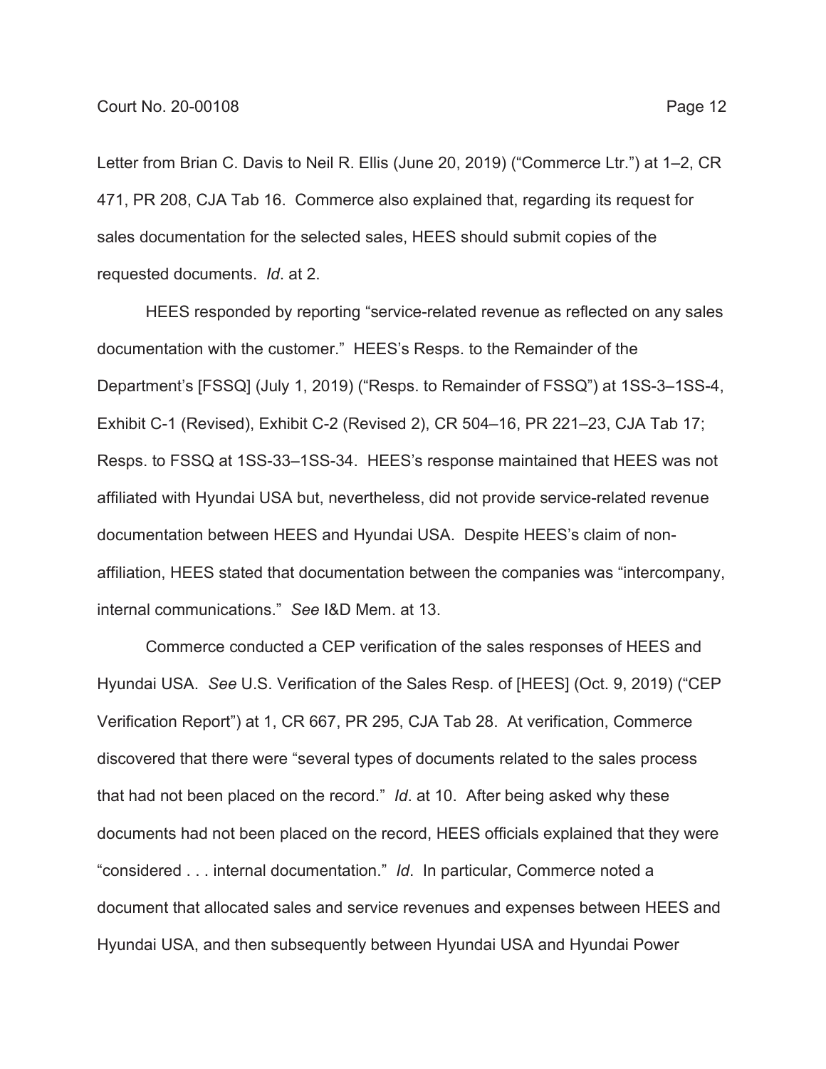Letter from Brian C. Davis to Neil R. Ellis (June 20, 2019) ("Commerce Ltr.") at 1–2, CR 471, PR 208, CJA Tab 16. Commerce also explained that, regarding its request for sales documentation for the selected sales, HEES should submit copies of the requested documents. *Id*. at 2.

HEES responded by reporting "service-related revenue as reflected on any sales documentation with the customer." HEES's Resps. to the Remainder of the Department's [FSSQ] (July 1, 2019) ("Resps. to Remainder of FSSQ") at 1SS-3–1SS-4, Exhibit C-1 (Revised), Exhibit C-2 (Revised 2), CR 504–16, PR 221–23, CJA Tab 17; Resps. to FSSQ at 1SS-33–1SS-34. HEES's response maintained that HEES was not affiliated with Hyundai USA but, nevertheless, did not provide service-related revenue documentation between HEES and Hyundai USA. Despite HEES's claim of non-affiliation, HEES stated that documentation between the companies was "intercompany, internal communications." *See* I&D Mem. at 13.

Commerce conducted a CEP verification of the sales responses of HEES and Hyundai USA. *See* U.S. Verification of the Sales Resp. of [HEES] (Oct. 9, 2019) ("CEP Verification Report") at 1, CR 667, PR 295, CJA Tab 28. At verification, Commerce discovered that there were "several types of documents related to the sales process that had not been placed on the record." *Id*. at 10. After being asked why these documents had not been placed on the record, HEES officials explained that they were "considered . . . internal documentation." *Id*. In particular, Commerce noted a document that allocated sales and service revenues and expenses between HEES and Hyundai USA, and then subsequently between Hyundai USA and Hyundai Power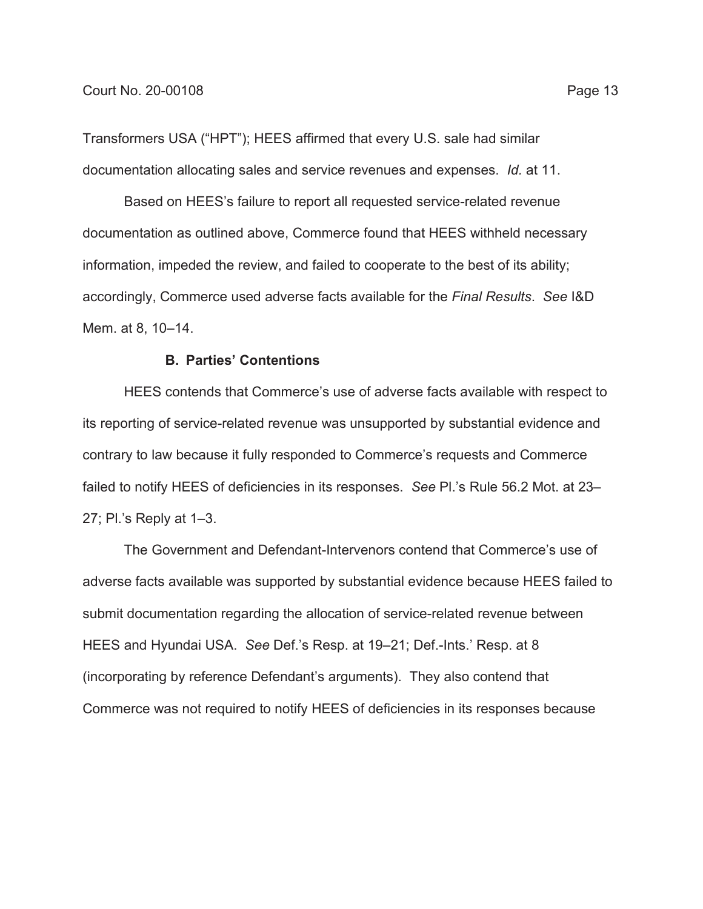Transformers USA ("HPT"); HEES affirmed that every U.S. sale had similar documentation allocating sales and service revenues and expenses. *Id.* at 11.

Based on HEES's failure to report all requested service-related revenue documentation as outlined above, Commerce found that HEES withheld necessary information, impeded the review, and failed to cooperate to the best of its ability; accordingly, Commerce used adverse facts available for the *Final Results*. *See* I&D Mem. at 8, 10–14.

**B. Parties' Contentions**

HEES contends that Commerce's use of adverse facts available with respect to its reporting of service-related revenue was unsupported by substantial evidence and contrary to law because it fully responded to Commerce's requests and Commerce failed to notify HEES of deficiencies in its responses. *See* Pl.'s Rule 56.2 Mot. at 23–27; Pl.'s Reply at 1–3.

The Government and Defendant-Intervenors contend that Commerce's use of adverse facts available was supported by substantial evidence because HEES failed to submit documentation regarding the allocation of service-related revenue between HEES and Hyundai USA. *See* Def.'s Resp. at 19–21; Def.-Ints.' Resp. at 8 (incorporating by reference Defendant's arguments). They also contend that Commerce was not required to notify HEES of deficiencies in its responses because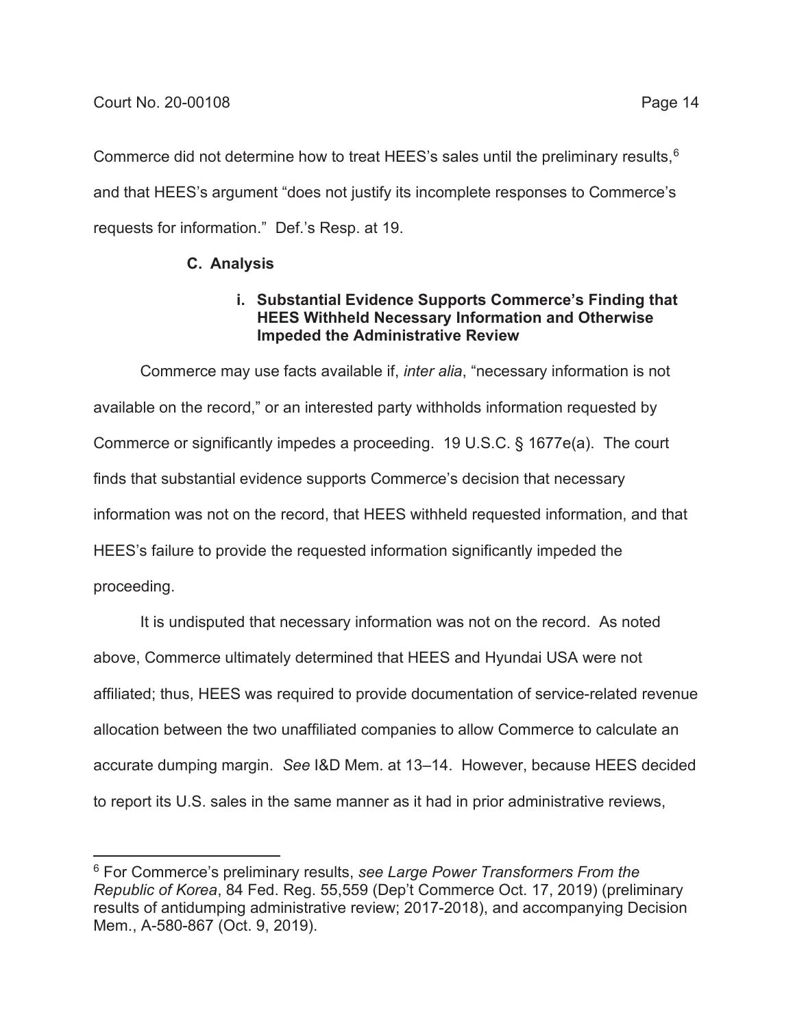Commerce did not determine how to treat HEES's sales until the preliminary results,[6] and that HEES's argument "does not justify its incomplete responses to Commerce's requests for information." Def.'s Resp. at 19.

### C. Analysis

#### i. Substantial Evidence Supports Commerce's Finding that HEES Withheld Necessary Information and Otherwise Impeded the Administrative Review

Commerce may use facts available if, *inter alia*, "necessary information is not available on the record," or an interested party withholds information requested by Commerce or significantly impedes a proceeding. 19 U.S.C. § 1677e(a). The court finds that substantial evidence supports Commerce's decision that necessary information was not on the record, that HEES withheld requested information, and that HEES's failure to provide the requested information significantly impeded the proceeding.

It is undisputed that necessary information was not on the record. As noted above, Commerce ultimately determined that HEES and Hyundai USA were not affiliated; thus, HEES was required to provide documentation of service-related revenue allocation between the two unaffiliated companies to allow Commerce to calculate an accurate dumping margin. *See* I&D Mem. at 13–14. However, because HEES decided to report its U.S. sales in the same manner as it had in prior administrative reviews,

---

[6] For Commerce's preliminary results, *see Large Power Transformers From the Republic of Korea*, 84 Fed. Reg. 55,559 (Dep't Commerce Oct. 17, 2019) (preliminary results of antidumping administrative review; 2017-2018), and accompanying Decision Mem., A-580-867 (Oct. 9, 2019).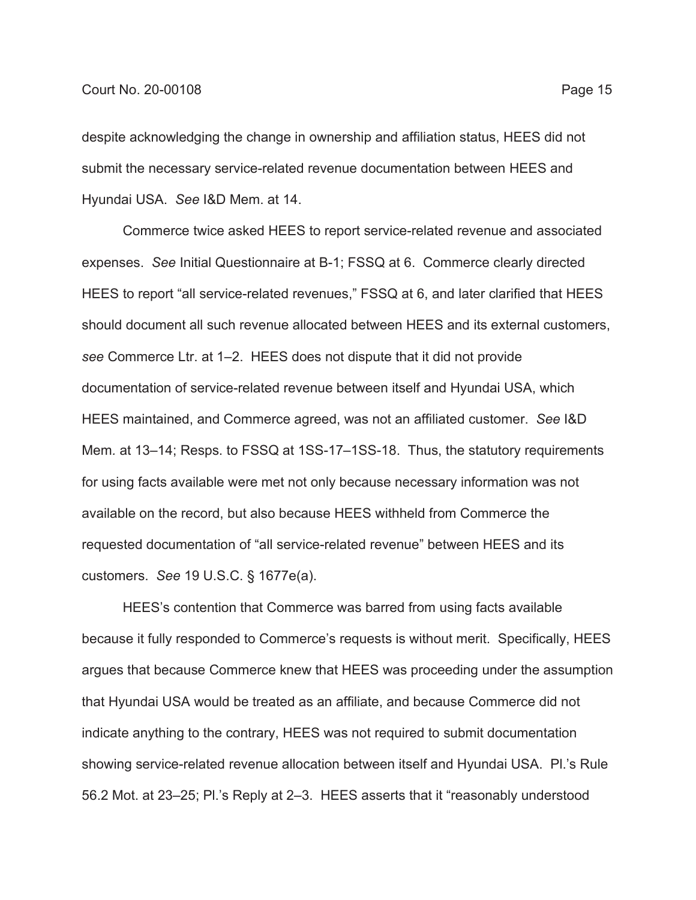despite acknowledging the change in ownership and affiliation status, HEES did not submit the necessary service-related revenue documentation between HEES and Hyundai USA. *See* I&D Mem. at 14.

Commerce twice asked HEES to report service-related revenue and associated expenses. *See* Initial Questionnaire at B-1; FSSQ at 6. Commerce clearly directed HEES to report "all service-related revenues," FSSQ at 6, and later clarified that HEES should document all such revenue allocated between HEES and its external customers, *see* Commerce Ltr. at 1–2. HEES does not dispute that it did not provide documentation of service-related revenue between itself and Hyundai USA, which HEES maintained, and Commerce agreed, was not an affiliated customer. *See* I&D Mem. at 13–14; Resps. to FSSQ at 1SS-17–1SS-18. Thus, the statutory requirements for using facts available were met not only because necessary information was not available on the record, but also because HEES withheld from Commerce the requested documentation of "all service-related revenue" between HEES and its customers. *See* 19 U.S.C. § 1677e(a).

HEES's contention that Commerce was barred from using facts available because it fully responded to Commerce's requests is without merit. Specifically, HEES argues that because Commerce knew that HEES was proceeding under the assumption that Hyundai USA would be treated as an affiliate, and because Commerce did not indicate anything to the contrary, HEES was not required to submit documentation showing service-related revenue allocation between itself and Hyundai USA. Pl.'s Rule 56.2 Mot. at 23–25; Pl.'s Reply at 2–3. HEES asserts that it "reasonably understood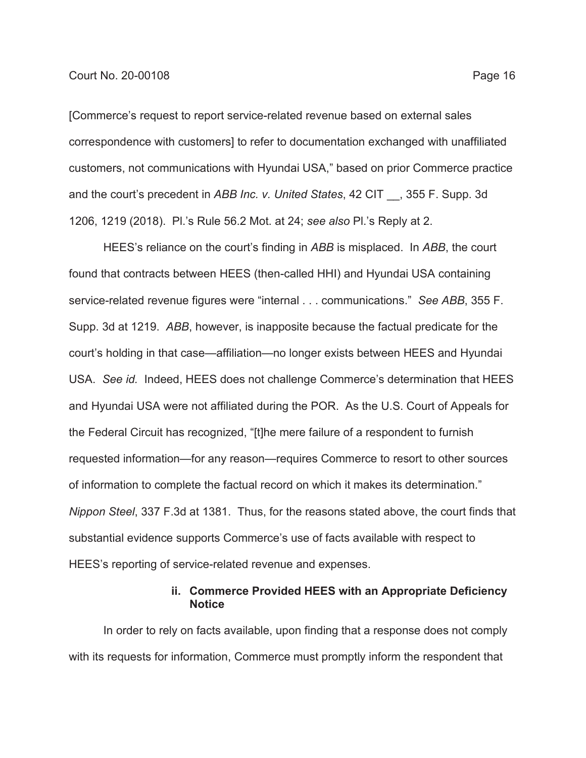[Commerce's request to report service-related revenue based on external sales correspondence with customers] to refer to documentation exchanged with unaffiliated customers, not communications with Hyundai USA," based on prior Commerce practice and the court's precedent in *ABB Inc. v. United States*, 42 CIT __, 355 F. Supp. 3d 1206, 1219 (2018). Pl.'s Rule 56.2 Mot. at 24; *see also* Pl.'s Reply at 2.

HEES's reliance on the court's finding in *ABB* is misplaced. In *ABB*, the court found that contracts between HEES (then-called HHI) and Hyundai USA containing service-related revenue figures were "internal . . . communications." *See ABB*, 355 F. Supp. 3d at 1219. *ABB*, however, is inapposite because the factual predicate for the court's holding in that case—affiliation—no longer exists between HEES and Hyundai USA. *See id.* Indeed, HEES does not challenge Commerce's determination that HEES and Hyundai USA were not affiliated during the POR. As the U.S. Court of Appeals for the Federal Circuit has recognized, "[t]he mere failure of a respondent to furnish requested information—for any reason—requires Commerce to resort to other sources of information to complete the factual record on which it makes its determination." *Nippon Steel*, 337 F.3d at 1381. Thus, for the reasons stated above, the court finds that substantial evidence supports Commerce's use of facts available with respect to HEES's reporting of service-related revenue and expenses.

#### ii. Commerce Provided HEES with an Appropriate Deficiency Notice

In order to rely on facts available, upon finding that a response does not comply with its requests for information, Commerce must promptly inform the respondent that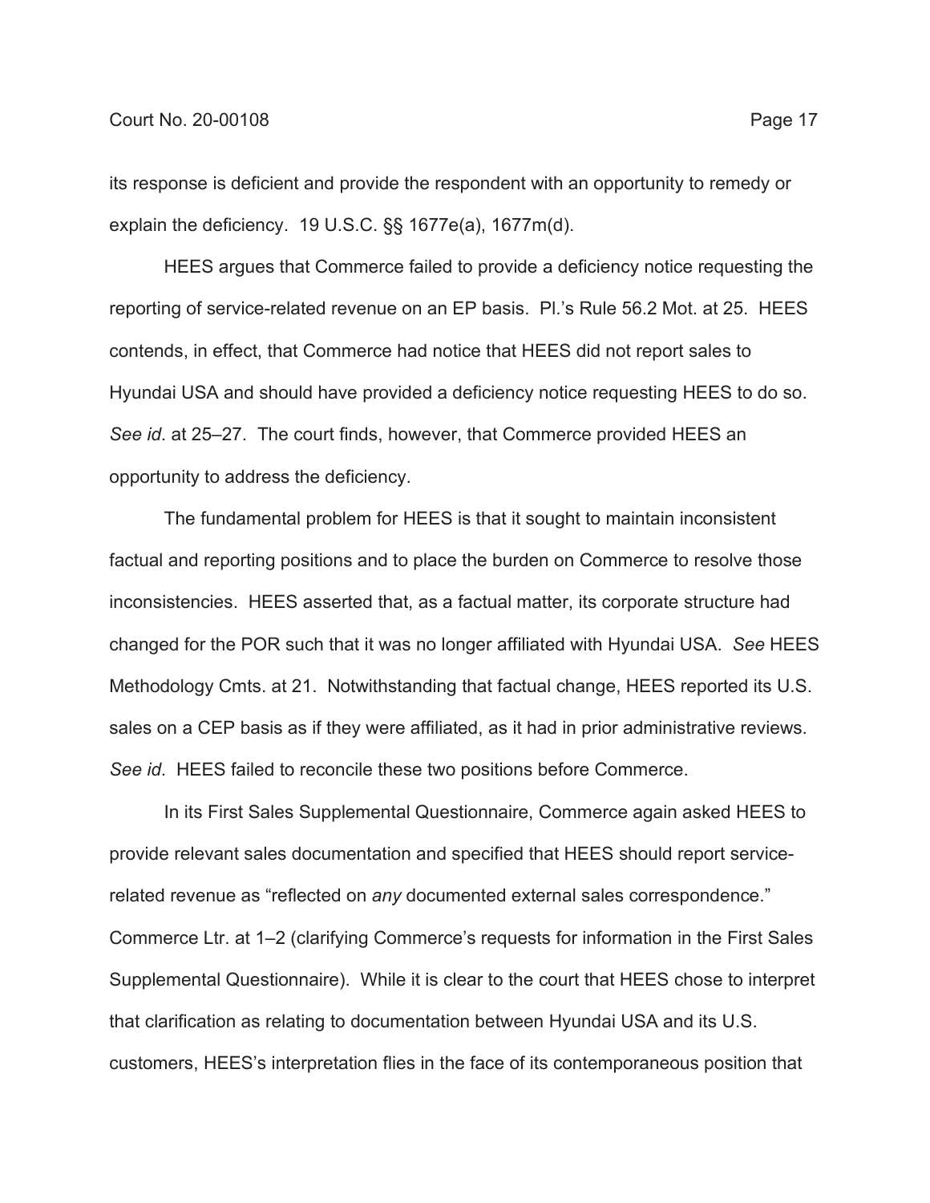its response is deficient and provide the respondent with an opportunity to remedy or explain the deficiency. 19 U.S.C. §§ 1677e(a), 1677m(d).

HEES argues that Commerce failed to provide a deficiency notice requesting the reporting of service-related revenue on an EP basis. Pl.'s Rule 56.2 Mot. at 25. HEES contends, in effect, that Commerce had notice that HEES did not report sales to Hyundai USA and should have provided a deficiency notice requesting HEES to do so. *See id*. at 25–27. The court finds, however, that Commerce provided HEES an opportunity to address the deficiency.

The fundamental problem for HEES is that it sought to maintain inconsistent factual and reporting positions and to place the burden on Commerce to resolve those inconsistencies. HEES asserted that, as a factual matter, its corporate structure had changed for the POR such that it was no longer affiliated with Hyundai USA. *See* HEES Methodology Cmts. at 21. Notwithstanding that factual change, HEES reported its U.S. sales on a CEP basis as if they were affiliated, as it had in prior administrative reviews. *See id*. HEES failed to reconcile these two positions before Commerce.

In its First Sales Supplemental Questionnaire, Commerce again asked HEES to provide relevant sales documentation and specified that HEES should report service-related revenue as "reflected on *any* documented external sales correspondence." Commerce Ltr. at 1–2 (clarifying Commerce's requests for information in the First Sales Supplemental Questionnaire). While it is clear to the court that HEES chose to interpret that clarification as relating to documentation between Hyundai USA and its U.S. customers, HEES's interpretation flies in the face of its contemporaneous position that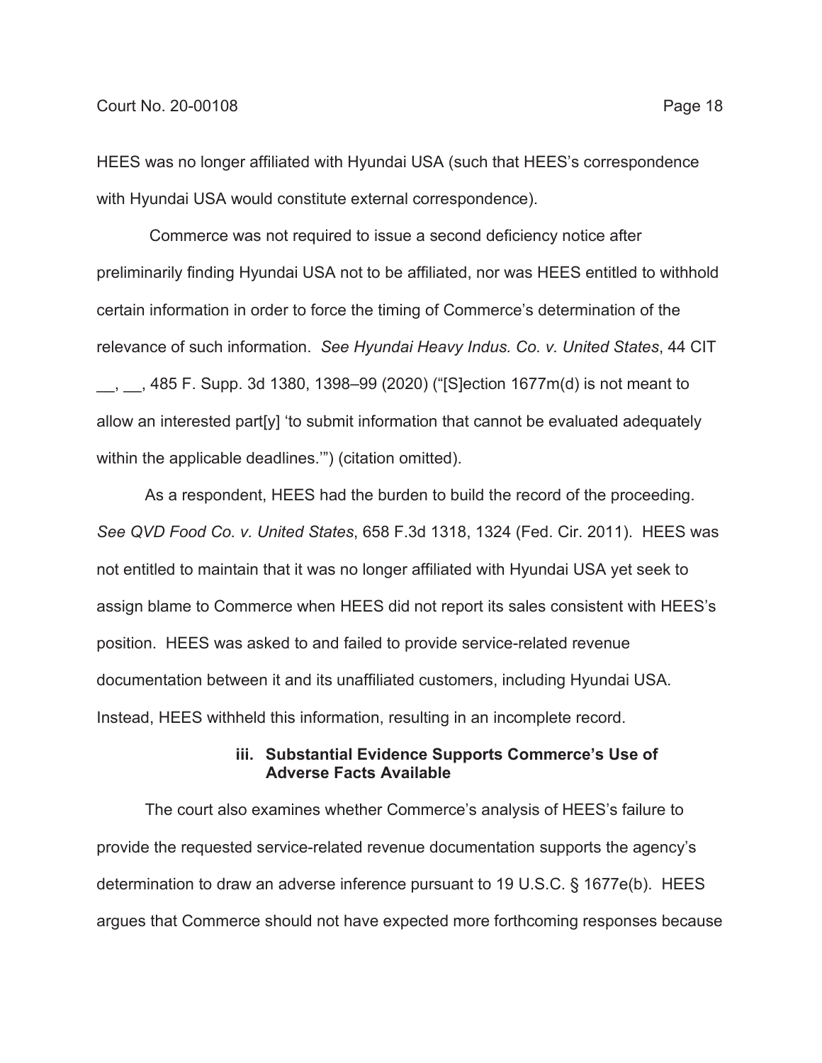HEES was no longer affiliated with Hyundai USA (such that HEES's correspondence with Hyundai USA would constitute external correspondence).

Commerce was not required to issue a second deficiency notice after preliminarily finding Hyundai USA not to be affiliated, nor was HEES entitled to withhold certain information in order to force the timing of Commerce's determination of the relevance of such information. *See Hyundai Heavy Indus. Co. v. United States*, 44 CIT __, __, 485 F. Supp. 3d 1380, 1398–99 (2020) ("[S]ection 1677m(d) is not meant to allow an interested part[y] 'to submit information that cannot be evaluated adequately within the applicable deadlines.'") (citation omitted).

As a respondent, HEES had the burden to build the record of the proceeding. *See QVD Food Co. v. United States*, 658 F.3d 1318, 1324 (Fed. Cir. 2011). HEES was not entitled to maintain that it was no longer affiliated with Hyundai USA yet seek to assign blame to Commerce when HEES did not report its sales consistent with HEES's position. HEES was asked to and failed to provide service-related revenue documentation between it and its unaffiliated customers, including Hyundai USA. Instead, HEES withheld this information, resulting in an incomplete record.

#### iii. Substantial Evidence Supports Commerce's Use of Adverse Facts Available

The court also examines whether Commerce's analysis of HEES's failure to provide the requested service-related revenue documentation supports the agency's determination to draw an adverse inference pursuant to 19 U.S.C. § 1677e(b). HEES argues that Commerce should not have expected more forthcoming responses because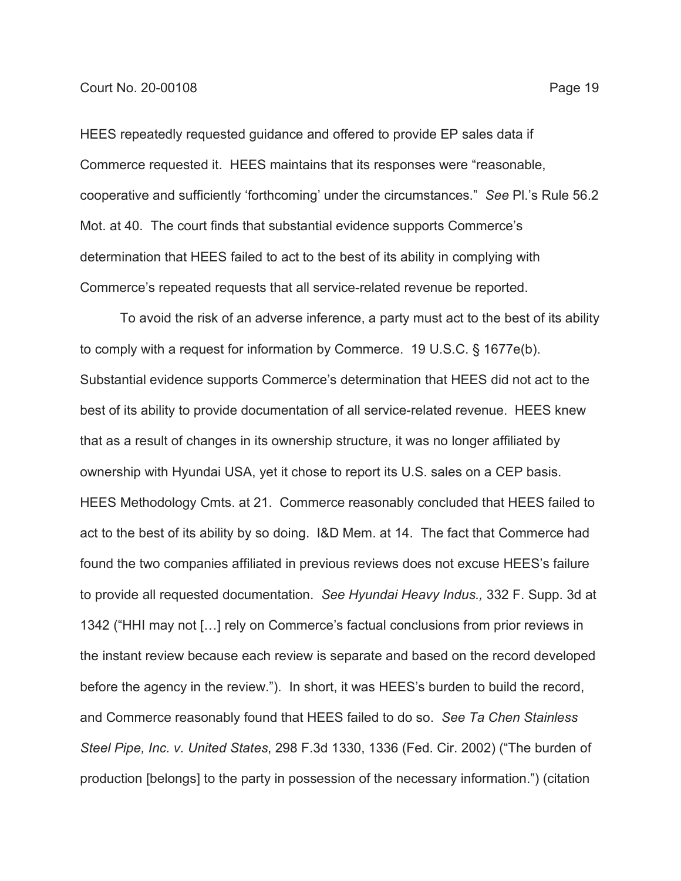HEES repeatedly requested guidance and offered to provide EP sales data if Commerce requested it. HEES maintains that its responses were "reasonable, cooperative and sufficiently 'forthcoming' under the circumstances." *See* Pl.'s Rule 56.2 Mot. at 40. The court finds that substantial evidence supports Commerce's determination that HEES failed to act to the best of its ability in complying with Commerce's repeated requests that all service-related revenue be reported.

To avoid the risk of an adverse inference, a party must act to the best of its ability to comply with a request for information by Commerce. 19 U.S.C. § 1677e(b). Substantial evidence supports Commerce's determination that HEES did not act to the best of its ability to provide documentation of all service-related revenue. HEES knew that as a result of changes in its ownership structure, it was no longer affiliated by ownership with Hyundai USA, yet it chose to report its U.S. sales on a CEP basis. HEES Methodology Cmts. at 21. Commerce reasonably concluded that HEES failed to act to the best of its ability by so doing. I&D Mem. at 14. The fact that Commerce had found the two companies affiliated in previous reviews does not excuse HEES's failure to provide all requested documentation. *See Hyundai Heavy Indus.,* 332 F. Supp. 3d at 1342 ("HHI may not […] rely on Commerce's factual conclusions from prior reviews in the instant review because each review is separate and based on the record developed before the agency in the review."). In short, it was HEES's burden to build the record, and Commerce reasonably found that HEES failed to do so. *See Ta Chen Stainless Steel Pipe, Inc. v. United States*, 298 F.3d 1330, 1336 (Fed. Cir. 2002) ("The burden of production [belongs] to the party in possession of the necessary information.") (citation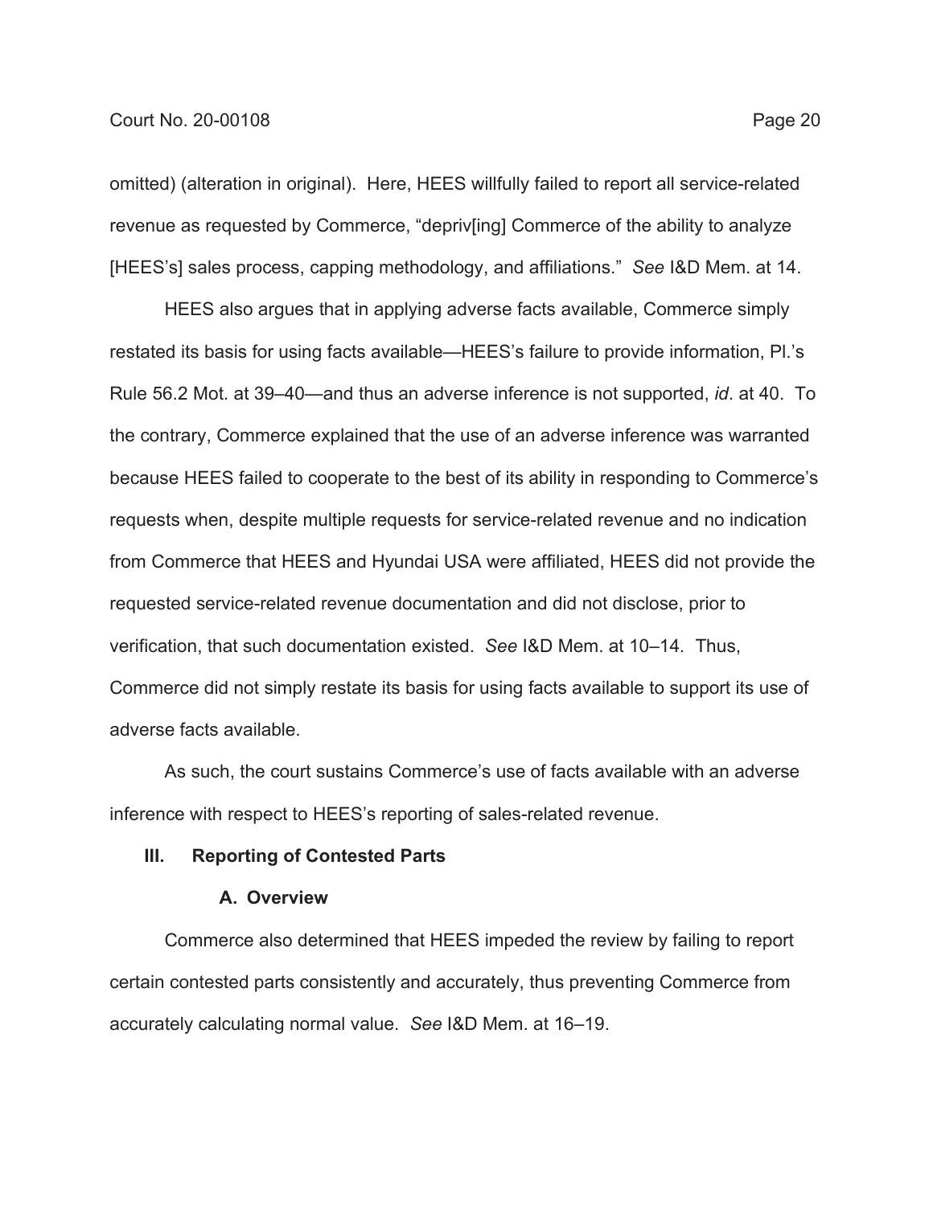omitted) (alteration in original). Here, HEES willfully failed to report all service-related revenue as requested by Commerce, "depriv[ing] Commerce of the ability to analyze [HEES's] sales process, capping methodology, and affiliations." *See* I&D Mem. at 14.

HEES also argues that in applying adverse facts available, Commerce simply restated its basis for using facts available—HEES's failure to provide information, Pl.'s Rule 56.2 Mot. at 39–40—and thus an adverse inference is not supported, *id*. at 40. To the contrary, Commerce explained that the use of an adverse inference was warranted because HEES failed to cooperate to the best of its ability in responding to Commerce's requests when, despite multiple requests for service-related revenue and no indication from Commerce that HEES and Hyundai USA were affiliated, HEES did not provide the requested service-related revenue documentation and did not disclose, prior to verification, that such documentation existed. *See* I&D Mem. at 10–14. Thus, Commerce did not simply restate its basis for using facts available to support its use of adverse facts available.

As such, the court sustains Commerce's use of facts available with an adverse inference with respect to HEES's reporting of sales-related revenue.

## III. Reporting of Contested Parts

### A. Overview

Commerce also determined that HEES impeded the review by failing to report certain contested parts consistently and accurately, thus preventing Commerce from accurately calculating normal value. *See* I&D Mem. at 16–19.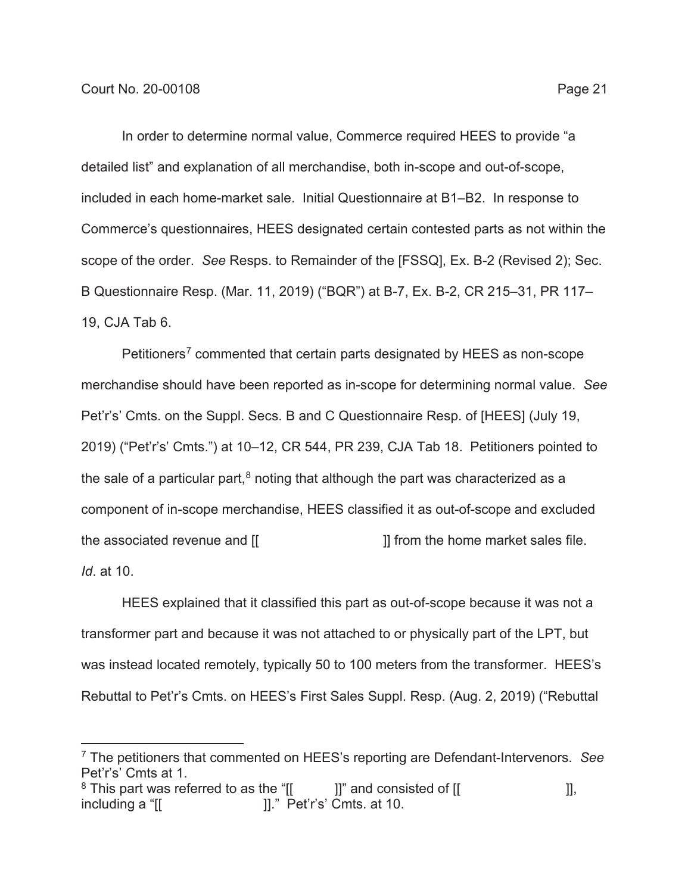In order to determine normal value, Commerce required HEES to provide "a detailed list" and explanation of all merchandise, both in-scope and out-of-scope, included in each home-market sale. Initial Questionnaire at B1–B2. In response to Commerce's questionnaires, HEES designated certain contested parts as not within the scope of the order. *See* Resps. to Remainder of the [FSSQ], Ex. B-2 (Revised 2); Sec. B Questionnaire Resp. (Mar. 11, 2019) ("BQR") at B-7, Ex. B-2, CR 215–31, PR 117–19, CJA Tab 6.

Petitioners[7] commented that certain parts designated by HEES as non-scope merchandise should have been reported as in-scope for determining normal value. *See* Pet'r's' Cmts. on the Suppl. Secs. B and C Questionnaire Resp. of [HEES] (July 19, 2019) ("Pet'r's' Cmts.") at 10–12, CR 544, PR 239, CJA Tab 18. Petitioners pointed to the sale of a particular part,[8] noting that although the part was characterized as a component of in-scope merchandise, HEES classified it as out-of-scope and excluded the associated revenue and [[ ]] from the home market sales file. *Id*. at 10.

HEES explained that it classified this part as out-of-scope because it was not a transformer part and because it was not attached to or physically part of the LPT, but was instead located remotely, typically 50 to 100 meters from the transformer. HEES's Rebuttal to Pet'r's Cmts. on HEES's First Sales Suppl. Resp. (Aug. 2, 2019) ("Rebuttal

---

[7] The petitioners that commented on HEES's reporting are Defendant-Intervenors. *See* Pet'r's' Cmts at 1.

[8] This part was referred to as the "[[ ]]" and consisted of [[ ]], including a "[[ ]]." Pet'r's' Cmts. at 10.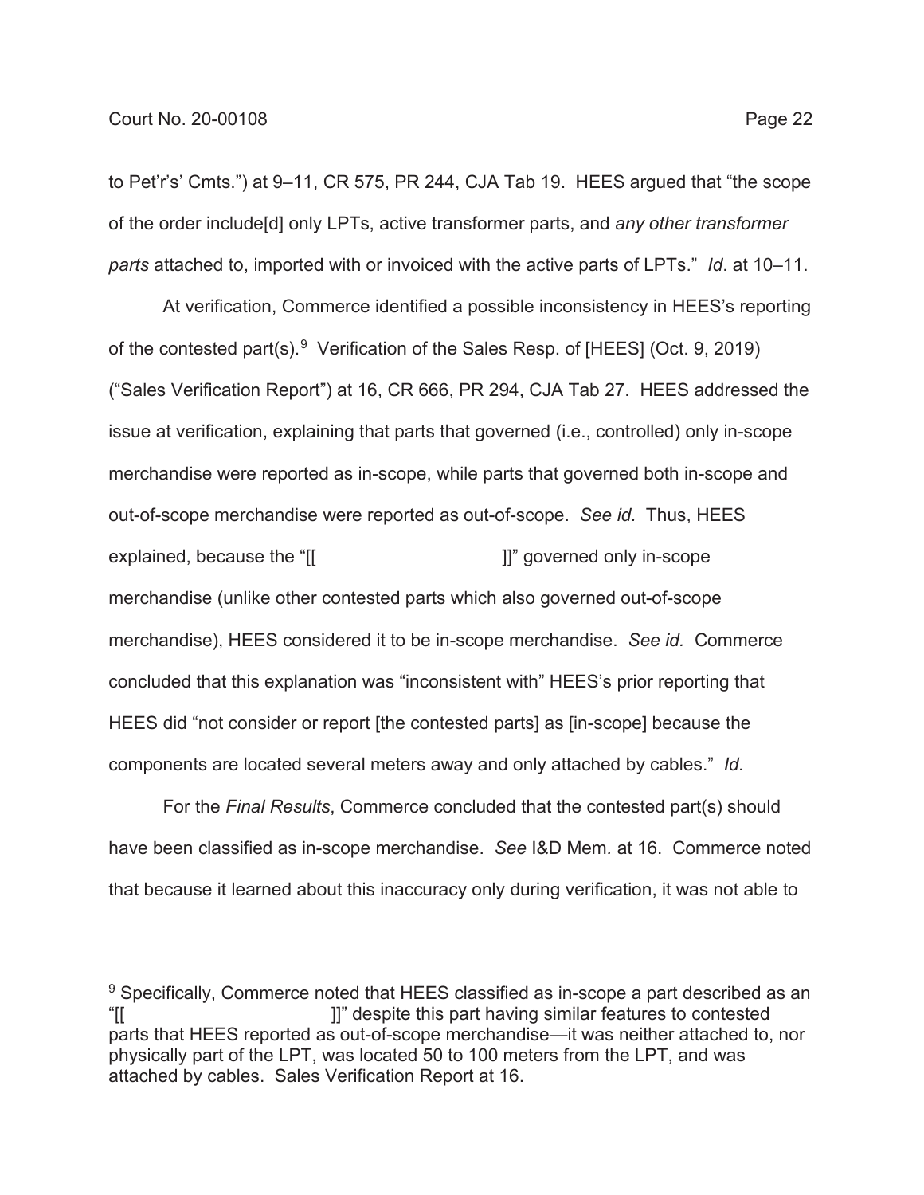to Pet'r's' Cmts.") at 9–11, CR 575, PR 244, CJA Tab 19. HEES argued that "the scope of the order include[d] only LPTs, active transformer parts, and *any other transformer parts* attached to, imported with or invoiced with the active parts of LPTs." *Id*. at 10–11.

At verification, Commerce identified a possible inconsistency in HEES's reporting of the contested part(s).[9] Verification of the Sales Resp. of [HEES] (Oct. 9, 2019) ("Sales Verification Report") at 16, CR 666, PR 294, CJA Tab 27. HEES addressed the issue at verification, explaining that parts that governed (i.e., controlled) only in-scope merchandise were reported as in-scope, while parts that governed both in-scope and out-of-scope merchandise were reported as out-of-scope. *See id.* Thus, HEES explained, because the "[[ ]]" governed only in-scope merchandise (unlike other contested parts which also governed out-of-scope merchandise), HEES considered it to be in-scope merchandise. *See id.* Commerce concluded that this explanation was "inconsistent with" HEES's prior reporting that HEES did "not consider or report [the contested parts] as [in-scope] because the components are located several meters away and only attached by cables." *Id.*

For the *Final Results*, Commerce concluded that the contested part(s) should have been classified as in-scope merchandise. *See* I&D Mem. at 16. Commerce noted that because it learned about this inaccuracy only during verification, it was not able to

[9] Specifically, Commerce noted that HEES classified as in-scope a part described as an "[[ ]]" despite this part having similar features to contested parts that HEES reported as out-of-scope merchandise—it was neither attached to, nor physically part of the LPT, was located 50 to 100 meters from the LPT, and was attached by cables. Sales Verification Report at 16.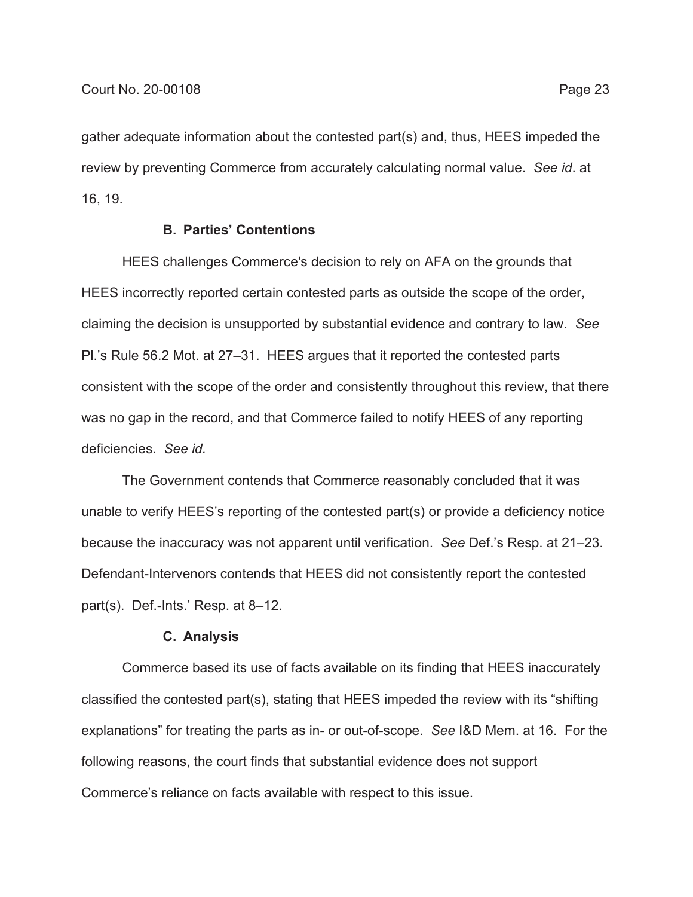gather adequate information about the contested part(s) and, thus, HEES impeded the review by preventing Commerce from accurately calculating normal value. *See id*. at 16, 19.

### B. Parties' Contentions

HEES challenges Commerce's decision to rely on AFA on the grounds that HEES incorrectly reported certain contested parts as outside the scope of the order, claiming the decision is unsupported by substantial evidence and contrary to law. *See* Pl.'s Rule 56.2 Mot. at 27–31. HEES argues that it reported the contested parts consistent with the scope of the order and consistently throughout this review, that there was no gap in the record, and that Commerce failed to notify HEES of any reporting deficiencies. *See id.*

The Government contends that Commerce reasonably concluded that it was unable to verify HEES's reporting of the contested part(s) or provide a deficiency notice because the inaccuracy was not apparent until verification. *See* Def.'s Resp. at 21–23. Defendant-Intervenors contends that HEES did not consistently report the contested part(s). Def.-Ints.' Resp. at 8–12.

### C. Analysis

Commerce based its use of facts available on its finding that HEES inaccurately classified the contested part(s), stating that HEES impeded the review with its "shifting explanations" for treating the parts as in- or out-of-scope. *See* I&D Mem. at 16. For the following reasons, the court finds that substantial evidence does not support Commerce's reliance on facts available with respect to this issue.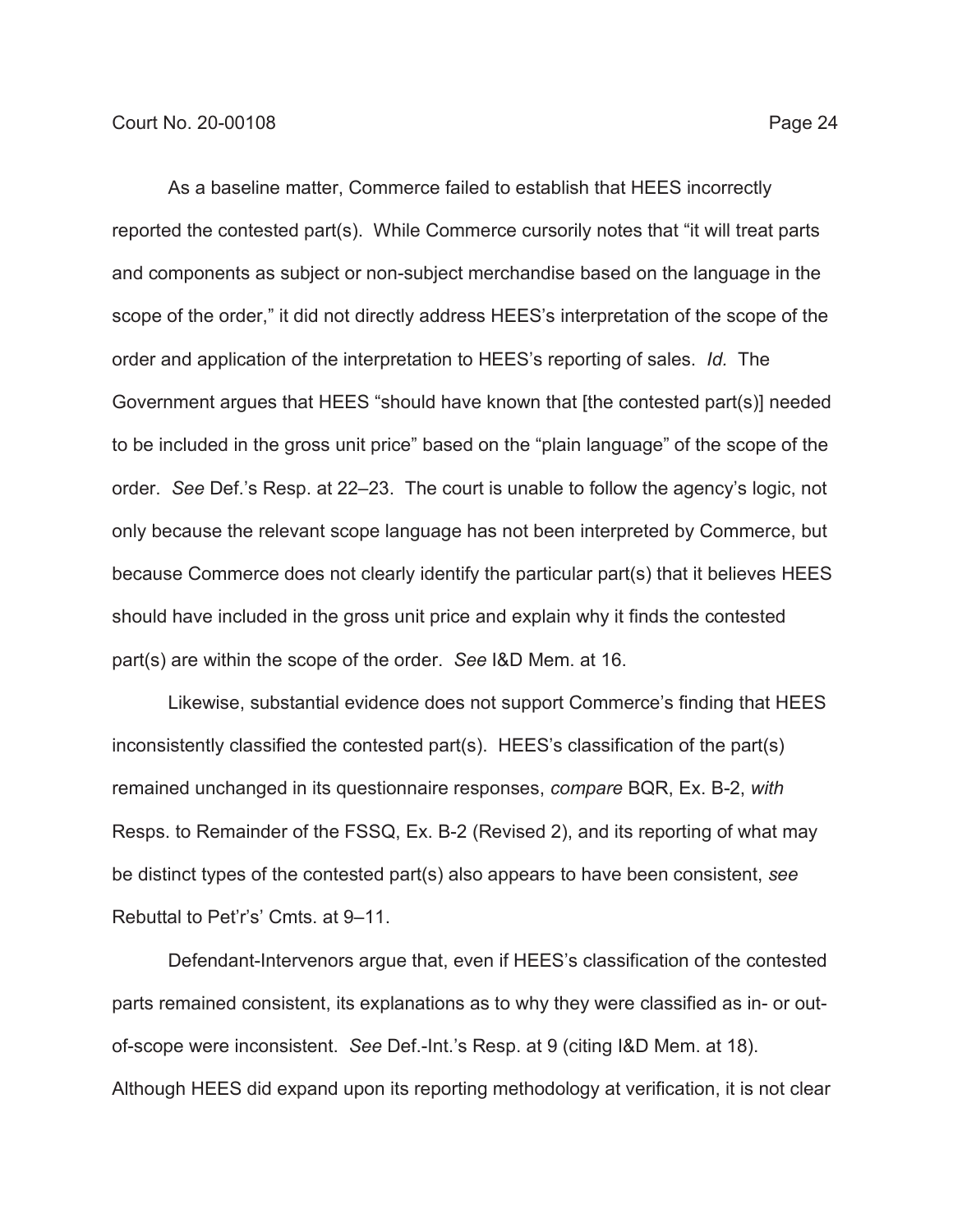As a baseline matter, Commerce failed to establish that HEES incorrectly reported the contested part(s). While Commerce cursorily notes that "it will treat parts and components as subject or non-subject merchandise based on the language in the scope of the order," it did not directly address HEES's interpretation of the scope of the order and application of the interpretation to HEES's reporting of sales. *Id.* The Government argues that HEES "should have known that [the contested part(s)] needed to be included in the gross unit price" based on the "plain language" of the scope of the order. *See* Def.'s Resp. at 22–23. The court is unable to follow the agency's logic, not only because the relevant scope language has not been interpreted by Commerce, but because Commerce does not clearly identify the particular part(s) that it believes HEES should have included in the gross unit price and explain why it finds the contested part(s) are within the scope of the order. *See* I&D Mem. at 16.

Likewise, substantial evidence does not support Commerce's finding that HEES inconsistently classified the contested part(s). HEES's classification of the part(s) remained unchanged in its questionnaire responses, *compare* BQR, Ex. B-2, *with* Resps. to Remainder of the FSSQ, Ex. B-2 (Revised 2), and its reporting of what may be distinct types of the contested part(s) also appears to have been consistent, *see* Rebuttal to Pet'r's' Cmts. at 9–11.

Defendant-Intervenors argue that, even if HEES's classification of the contested parts remained consistent, its explanations as to why they were classified as in- or out-of-scope were inconsistent. *See* Def.-Int.'s Resp. at 9 (citing I&D Mem. at 18). Although HEES did expand upon its reporting methodology at verification, it is not clear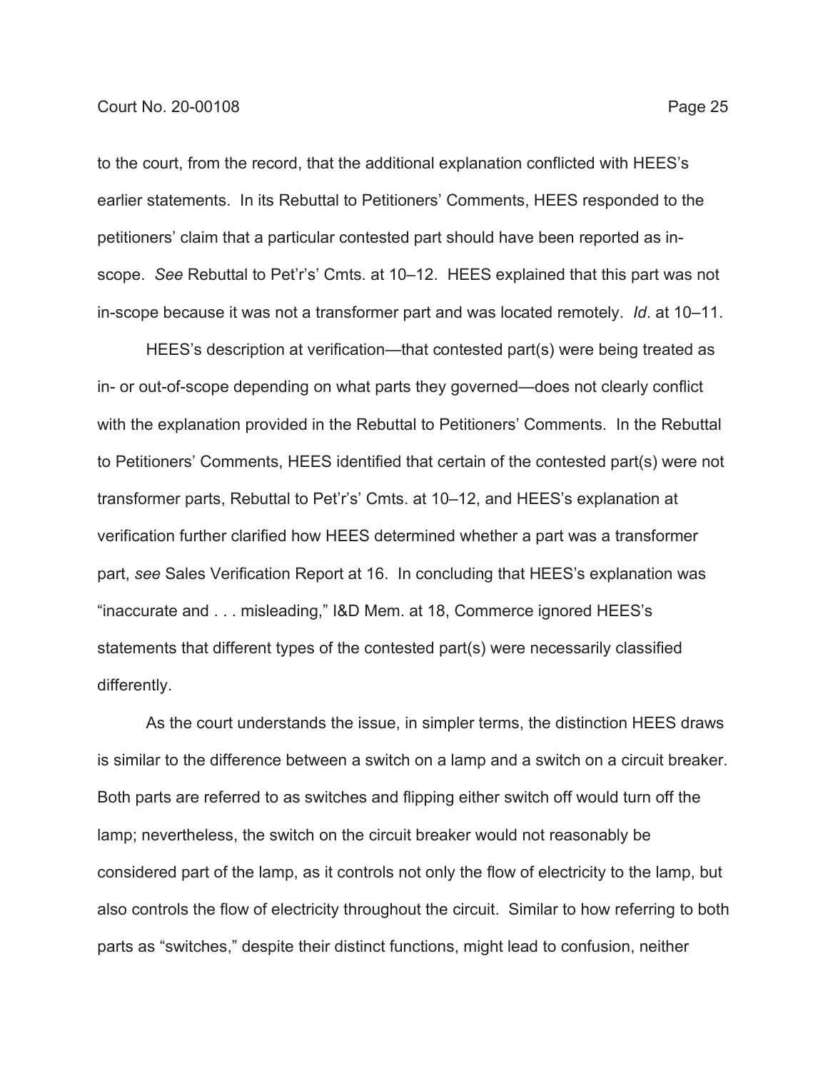to the court, from the record, that the additional explanation conflicted with HEES's earlier statements. In its Rebuttal to Petitioners' Comments, HEES responded to the petitioners' claim that a particular contested part should have been reported as in-scope. *See* Rebuttal to Pet'r's' Cmts. at 10–12. HEES explained that this part was not in-scope because it was not a transformer part and was located remotely. *Id*. at 10–11.

HEES's description at verification—that contested part(s) were being treated as in- or out-of-scope depending on what parts they governed—does not clearly conflict with the explanation provided in the Rebuttal to Petitioners' Comments. In the Rebuttal to Petitioners' Comments, HEES identified that certain of the contested part(s) were not transformer parts, Rebuttal to Pet'r's' Cmts. at 10–12, and HEES's explanation at verification further clarified how HEES determined whether a part was a transformer part, *see* Sales Verification Report at 16. In concluding that HEES's explanation was "inaccurate and . . . misleading," I&D Mem. at 18, Commerce ignored HEES's statements that different types of the contested part(s) were necessarily classified differently.

As the court understands the issue, in simpler terms, the distinction HEES draws is similar to the difference between a switch on a lamp and a switch on a circuit breaker. Both parts are referred to as switches and flipping either switch off would turn off the lamp; nevertheless, the switch on the circuit breaker would not reasonably be considered part of the lamp, as it controls not only the flow of electricity to the lamp, but also controls the flow of electricity throughout the circuit. Similar to how referring to both parts as "switches," despite their distinct functions, might lead to confusion, neither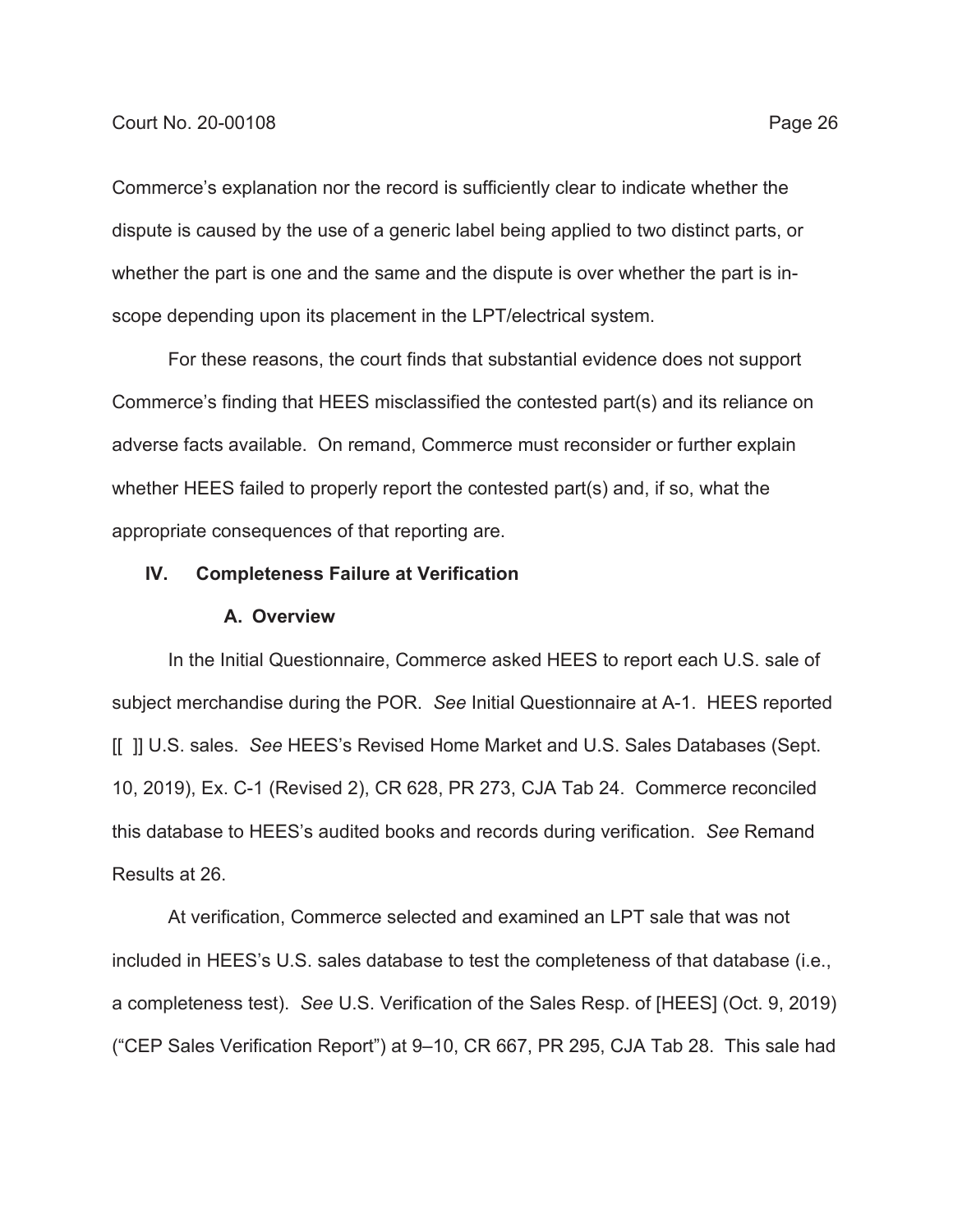Commerce's explanation nor the record is sufficiently clear to indicate whether the dispute is caused by the use of a generic label being applied to two distinct parts, or whether the part is one and the same and the dispute is over whether the part is in-scope depending upon its placement in the LPT/electrical system.

For these reasons, the court finds that substantial evidence does not support Commerce's finding that HEES misclassified the contested part(s) and its reliance on adverse facts available. On remand, Commerce must reconsider or further explain whether HEES failed to properly report the contested part(s) and, if so, what the appropriate consequences of that reporting are.

## IV. Completeness Failure at Verification

### A. Overview

In the Initial Questionnaire, Commerce asked HEES to report each U.S. sale of subject merchandise during the POR. *See* Initial Questionnaire at A-1. HEES reported [[ ]] U.S. sales. *See* HEES's Revised Home Market and U.S. Sales Databases (Sept. 10, 2019), Ex. C-1 (Revised 2), CR 628, PR 273, CJA Tab 24. Commerce reconciled this database to HEES's audited books and records during verification. *See* Remand Results at 26.

At verification, Commerce selected and examined an LPT sale that was not included in HEES's U.S. sales database to test the completeness of that database (i.e., a completeness test). *See* U.S. Verification of the Sales Resp. of [HEES] (Oct. 9, 2019) ("CEP Sales Verification Report") at 9–10, CR 667, PR 295, CJA Tab 28. This sale had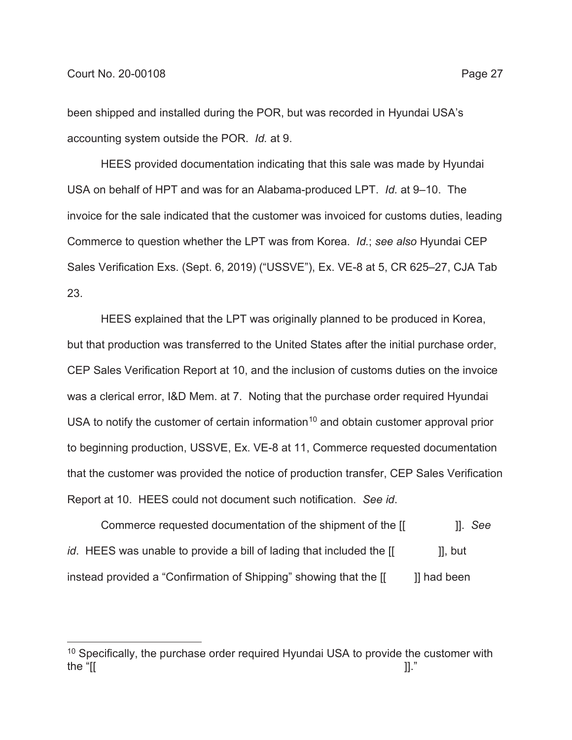been shipped and installed during the POR, but was recorded in Hyundai USA's accounting system outside the POR. *Id.* at 9.

HEES provided documentation indicating that this sale was made by Hyundai USA on behalf of HPT and was for an Alabama-produced LPT. *Id.* at 9–10. The invoice for the sale indicated that the customer was invoiced for customs duties, leading Commerce to question whether the LPT was from Korea. *Id.*; *see also* Hyundai CEP Sales Verification Exs. (Sept. 6, 2019) ("USSVE"), Ex. VE-8 at 5, CR 625–27, CJA Tab 23.

HEES explained that the LPT was originally planned to be produced in Korea, but that production was transferred to the United States after the initial purchase order, CEP Sales Verification Report at 10, and the inclusion of customs duties on the invoice was a clerical error, I&D Mem. at 7. Noting that the purchase order required Hyundai USA to notify the customer of certain information[10] and obtain customer approval prior to beginning production, USSVE, Ex. VE-8 at 11, Commerce requested documentation that the customer was provided the notice of production transfer, CEP Sales Verification Report at 10. HEES could not document such notification. *See id*.

Commerce requested documentation of the shipment of the [[ ]]. *See id*. HEES was unable to provide a bill of lading that included the [[ ]], but instead provided a "Confirmation of Shipping" showing that the [[ ]] had been

---

[10] Specifically, the purchase order required Hyundai USA to provide the customer with the "[[ ]]."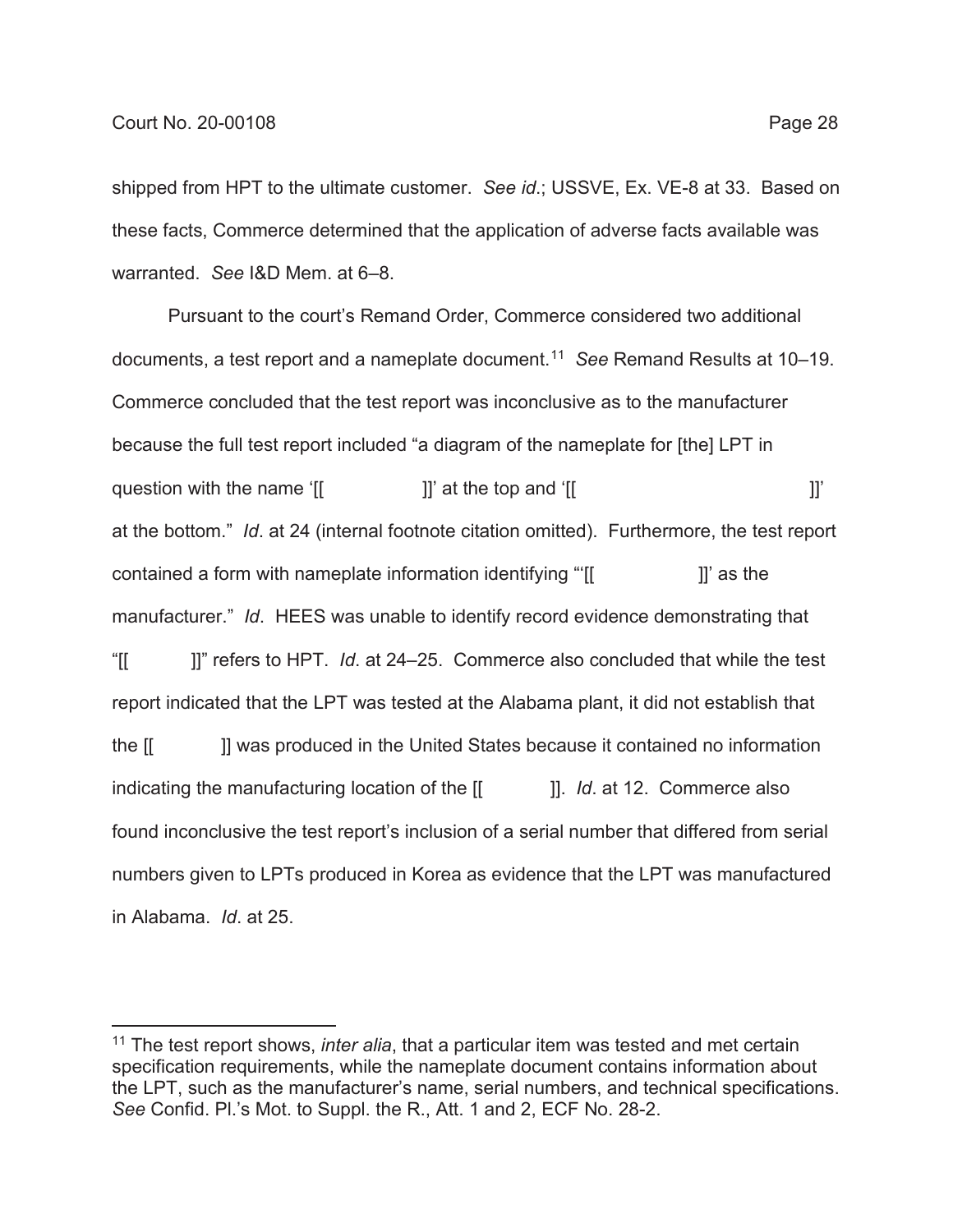shipped from HPT to the ultimate customer. *See id*.; USSVE, Ex. VE-8 at 33. Based on these facts, Commerce determined that the application of adverse facts available was warranted. *See* I&D Mem. at 6–8.

Pursuant to the court's Remand Order, Commerce considered two additional documents, a test report and a nameplate document.[11] *See* Remand Results at 10–19. Commerce concluded that the test report was inconclusive as to the manufacturer because the full test report included "a diagram of the nameplate for [the] LPT in question with the name '[[ ]]' at the top and '[[ ]]' at the bottom." *Id*. at 24 (internal footnote citation omitted). Furthermore, the test report contained a form with nameplate information identifying "'[[ ]]' as the manufacturer." *Id*. HEES was unable to identify record evidence demonstrating that "[[ ]]" refers to HPT. *Id*. at 24–25. Commerce also concluded that while the test report indicated that the LPT was tested at the Alabama plant, it did not establish that the [[ ]] was produced in the United States because it contained no information indicating the manufacturing location of the [[ ]]. *Id*. at 12. Commerce also found inconclusive the test report's inclusion of a serial number that differed from serial numbers given to LPTs produced in Korea as evidence that the LPT was manufactured in Alabama. *Id*. at 25.

[11] The test report shows, *inter alia*, that a particular item was tested and met certain specification requirements, while the nameplate document contains information about the LPT, such as the manufacturer's name, serial numbers, and technical specifications. *See* Confid. Pl.'s Mot. to Suppl. the R., Att. 1 and 2, ECF No. 28-2.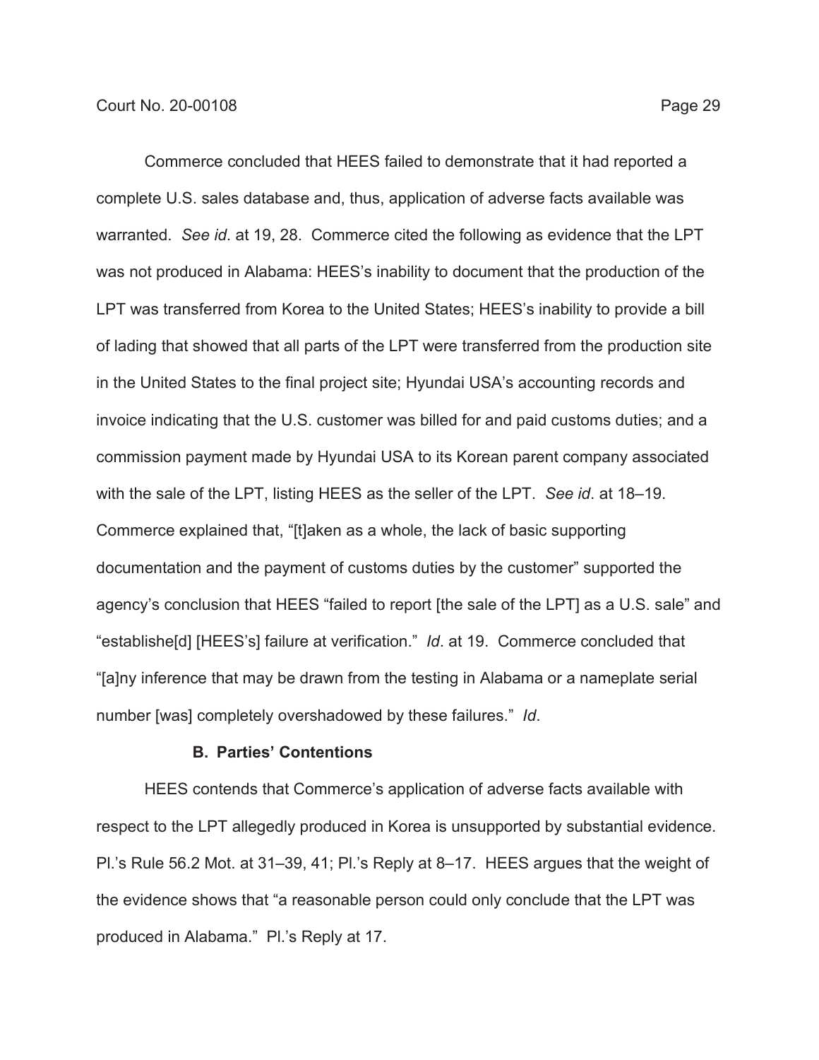Commerce concluded that HEES failed to demonstrate that it had reported a complete U.S. sales database and, thus, application of adverse facts available was warranted. *See id*. at 19, 28. Commerce cited the following as evidence that the LPT was not produced in Alabama: HEES's inability to document that the production of the LPT was transferred from Korea to the United States; HEES's inability to provide a bill of lading that showed that all parts of the LPT were transferred from the production site in the United States to the final project site; Hyundai USA's accounting records and invoice indicating that the U.S. customer was billed for and paid customs duties; and a commission payment made by Hyundai USA to its Korean parent company associated with the sale of the LPT, listing HEES as the seller of the LPT. *See id*. at 18–19. Commerce explained that, "[t]aken as a whole, the lack of basic supporting documentation and the payment of customs duties by the customer" supported the agency's conclusion that HEES "failed to report [the sale of the LPT] as a U.S. sale" and "establishe[d] [HEES's] failure at verification." *Id*. at 19. Commerce concluded that "[a]ny inference that may be drawn from the testing in Alabama or a nameplate serial number [was] completely overshadowed by these failures." *Id*.

**B. Parties' Contentions**

HEES contends that Commerce's application of adverse facts available with respect to the LPT allegedly produced in Korea is unsupported by substantial evidence. Pl.'s Rule 56.2 Mot. at 31–39, 41; Pl.'s Reply at 8–17. HEES argues that the weight of the evidence shows that "a reasonable person could only conclude that the LPT was produced in Alabama." Pl.'s Reply at 17.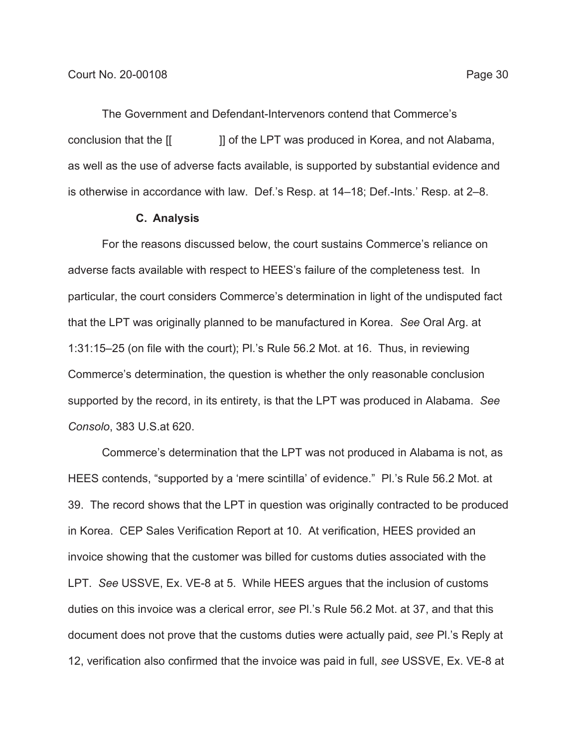The Government and Defendant-Intervenors contend that Commerce's conclusion that the [[ ]] of the LPT was produced in Korea, and not Alabama, as well as the use of adverse facts available, is supported by substantial evidence and is otherwise in accordance with law. Def.'s Resp. at 14–18; Def.-Ints.' Resp. at 2–8.

**C. Analysis**

For the reasons discussed below, the court sustains Commerce's reliance on adverse facts available with respect to HEES's failure of the completeness test. In particular, the court considers Commerce's determination in light of the undisputed fact that the LPT was originally planned to be manufactured in Korea. *See* Oral Arg. at 1:31:15–25 (on file with the court); Pl.'s Rule 56.2 Mot. at 16. Thus, in reviewing Commerce's determination, the question is whether the only reasonable conclusion supported by the record, in its entirety, is that the LPT was produced in Alabama. *See Consolo*, 383 U.S.at 620.

Commerce's determination that the LPT was not produced in Alabama is not, as HEES contends, "supported by a 'mere scintilla' of evidence." Pl.'s Rule 56.2 Mot. at 39. The record shows that the LPT in question was originally contracted to be produced in Korea. CEP Sales Verification Report at 10. At verification, HEES provided an invoice showing that the customer was billed for customs duties associated with the LPT. *See* USSVE, Ex. VE-8 at 5. While HEES argues that the inclusion of customs duties on this invoice was a clerical error, *see* Pl.'s Rule 56.2 Mot. at 37, and that this document does not prove that the customs duties were actually paid, *see* Pl.'s Reply at 12, verification also confirmed that the invoice was paid in full, *see* USSVE, Ex. VE-8 at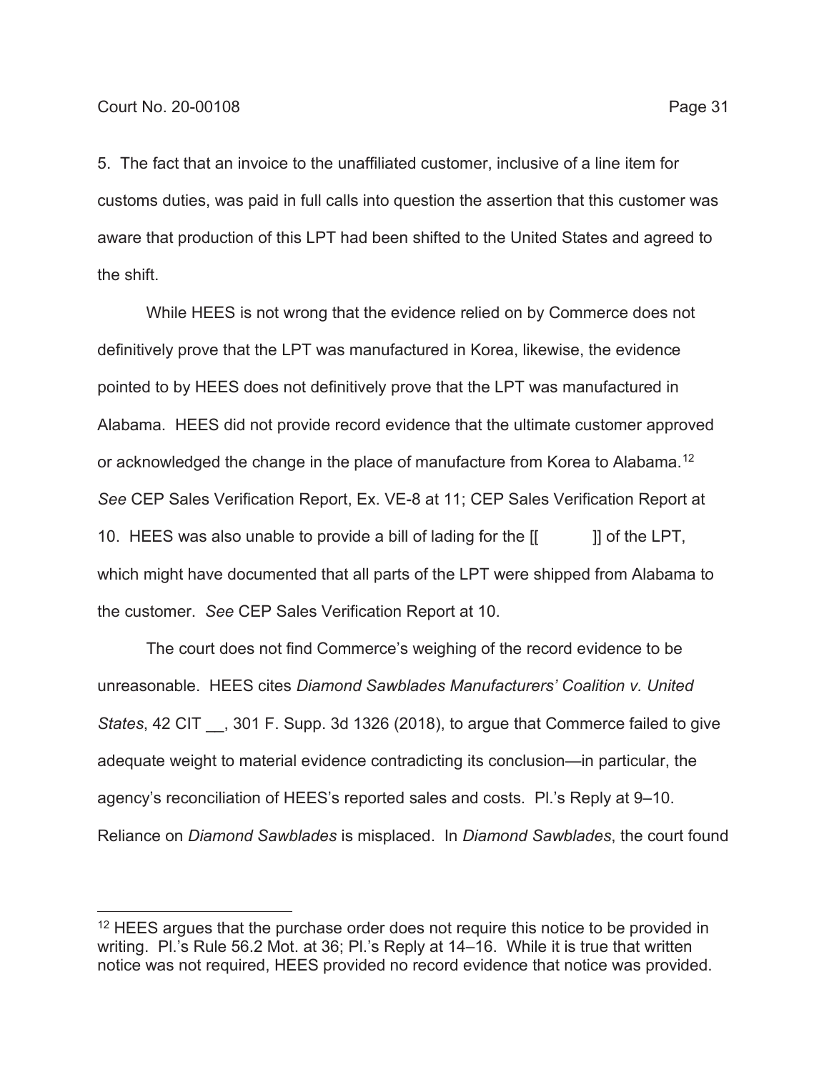5. The fact that an invoice to the unaffiliated customer, inclusive of a line item for customs duties, was paid in full calls into question the assertion that this customer was aware that production of this LPT had been shifted to the United States and agreed to the shift.

While HEES is not wrong that the evidence relied on by Commerce does not definitively prove that the LPT was manufactured in Korea, likewise, the evidence pointed to by HEES does not definitively prove that the LPT was manufactured in Alabama. HEES did not provide record evidence that the ultimate customer approved or acknowledged the change in the place of manufacture from Korea to Alabama.[12] *See* CEP Sales Verification Report, Ex. VE-8 at 11; CEP Sales Verification Report at 10. HEES was also unable to provide a bill of lading for the [[ ]] of the LPT, which might have documented that all parts of the LPT were shipped from Alabama to the customer. *See* CEP Sales Verification Report at 10.

The court does not find Commerce's weighing of the record evidence to be unreasonable. HEES cites *Diamond Sawblades Manufacturers' Coalition v. United States*, 42 CIT __, 301 F. Supp. 3d 1326 (2018), to argue that Commerce failed to give adequate weight to material evidence contradicting its conclusion—in particular, the agency's reconciliation of HEES's reported sales and costs. Pl.'s Reply at 9–10. Reliance on *Diamond Sawblades* is misplaced. In *Diamond Sawblades*, the court found

---

[12] HEES argues that the purchase order does not require this notice to be provided in writing. Pl.'s Rule 56.2 Mot. at 36; Pl.'s Reply at 14–16. While it is true that written notice was not required, HEES provided no record evidence that notice was provided.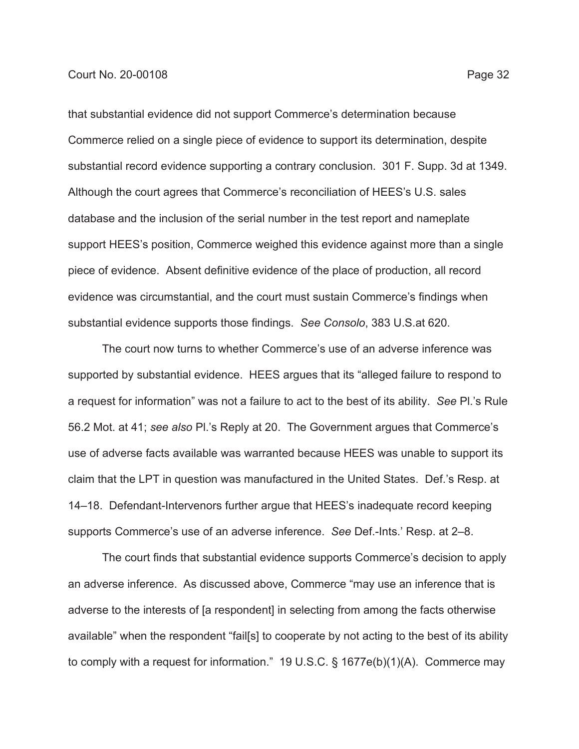that substantial evidence did not support Commerce's determination because Commerce relied on a single piece of evidence to support its determination, despite substantial record evidence supporting a contrary conclusion. 301 F. Supp. 3d at 1349. Although the court agrees that Commerce's reconciliation of HEES's U.S. sales database and the inclusion of the serial number in the test report and nameplate support HEES's position, Commerce weighed this evidence against more than a single piece of evidence. Absent definitive evidence of the place of production, all record evidence was circumstantial, and the court must sustain Commerce's findings when substantial evidence supports those findings. *See Consolo*, 383 U.S.at 620.

The court now turns to whether Commerce's use of an adverse inference was supported by substantial evidence. HEES argues that its "alleged failure to respond to a request for information" was not a failure to act to the best of its ability. *See* Pl.'s Rule 56.2 Mot. at 41; *see also* Pl.'s Reply at 20. The Government argues that Commerce's use of adverse facts available was warranted because HEES was unable to support its claim that the LPT in question was manufactured in the United States. Def.'s Resp. at 14–18. Defendant-Intervenors further argue that HEES's inadequate record keeping supports Commerce's use of an adverse inference. *See* Def.-Ints.' Resp. at 2–8.

The court finds that substantial evidence supports Commerce's decision to apply an adverse inference. As discussed above, Commerce "may use an inference that is adverse to the interests of [a respondent] in selecting from among the facts otherwise available" when the respondent "fail[s] to cooperate by not acting to the best of its ability to comply with a request for information." 19 U.S.C. § 1677e(b)(1)(A). Commerce may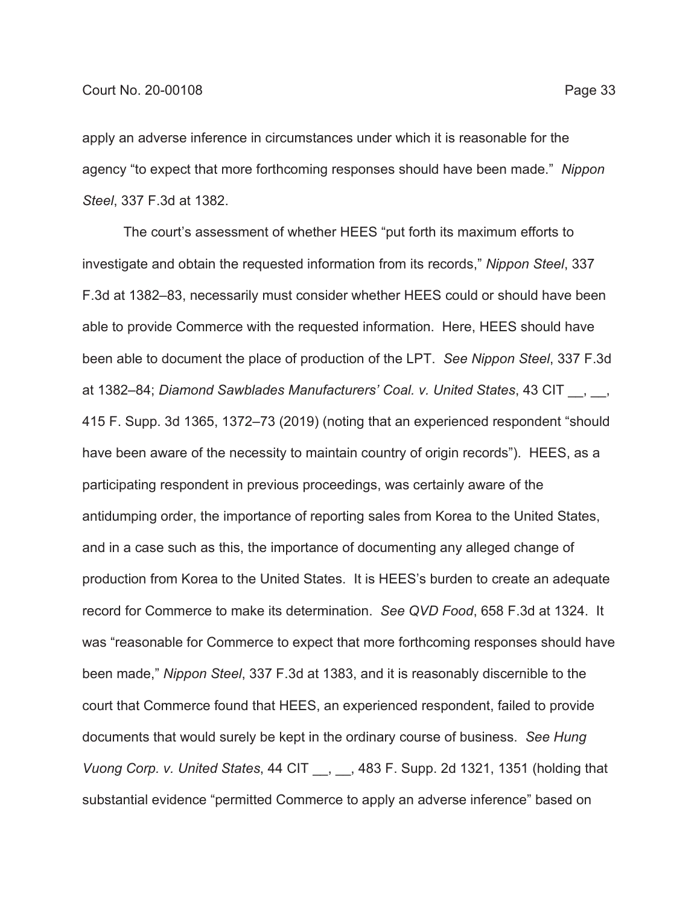apply an adverse inference in circumstances under which it is reasonable for the agency "to expect that more forthcoming responses should have been made." *Nippon Steel*, 337 F.3d at 1382.

The court's assessment of whether HEES "put forth its maximum efforts to investigate and obtain the requested information from its records," *Nippon Steel*, 337 F.3d at 1382–83, necessarily must consider whether HEES could or should have been able to provide Commerce with the requested information. Here, HEES should have been able to document the place of production of the LPT. *See Nippon Steel*, 337 F.3d at 1382–84; *Diamond Sawblades Manufacturers' Coal. v. United States*, 43 CIT __, __, 415 F. Supp. 3d 1365, 1372–73 (2019) (noting that an experienced respondent "should have been aware of the necessity to maintain country of origin records"). HEES, as a participating respondent in previous proceedings, was certainly aware of the antidumping order, the importance of reporting sales from Korea to the United States, and in a case such as this, the importance of documenting any alleged change of production from Korea to the United States. It is HEES's burden to create an adequate record for Commerce to make its determination. *See QVD Food*, 658 F.3d at 1324. It was "reasonable for Commerce to expect that more forthcoming responses should have been made," *Nippon Steel*, 337 F.3d at 1383, and it is reasonably discernible to the court that Commerce found that HEES, an experienced respondent, failed to provide documents that would surely be kept in the ordinary course of business. *See Hung Vuong Corp. v. United States*, 44 CIT __, __, 483 F. Supp. 2d 1321, 1351 (holding that substantial evidence "permitted Commerce to apply an adverse inference" based on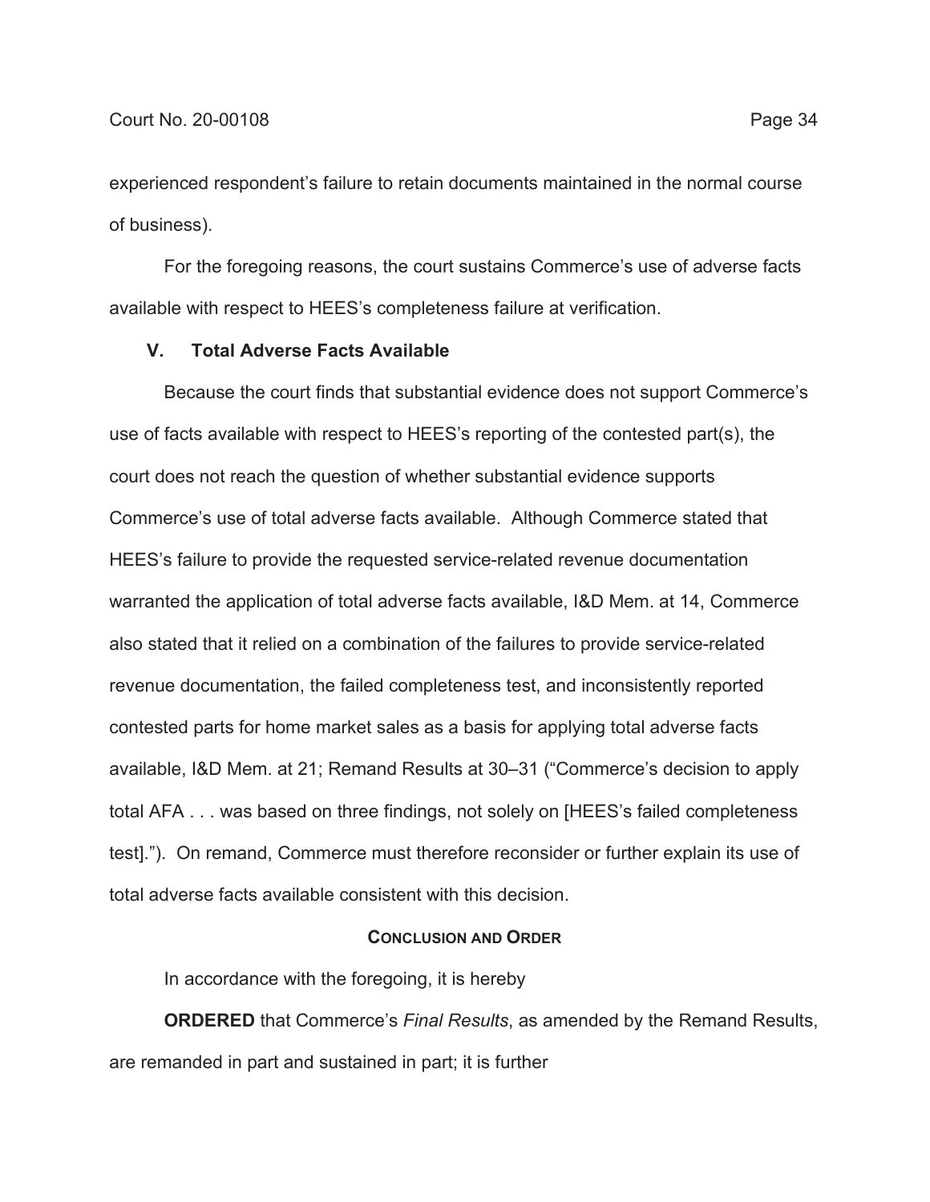experienced respondent's failure to retain documents maintained in the normal course of business).

For the foregoing reasons, the court sustains Commerce's use of adverse facts available with respect to HEES's completeness failure at verification.

## V. Total Adverse Facts Available

Because the court finds that substantial evidence does not support Commerce's use of facts available with respect to HEES's reporting of the contested part(s), the court does not reach the question of whether substantial evidence supports Commerce's use of total adverse facts available. Although Commerce stated that HEES's failure to provide the requested service-related revenue documentation warranted the application of total adverse facts available, I&D Mem. at 14, Commerce also stated that it relied on a combination of the failures to provide service-related revenue documentation, the failed completeness test, and inconsistently reported contested parts for home market sales as a basis for applying total adverse facts available, I&D Mem. at 21; Remand Results at 30–31 ("Commerce's decision to apply total AFA . . . was based on three findings, not solely on [HEES's failed completeness test]."). On remand, Commerce must therefore reconsider or further explain its use of total adverse facts available consistent with this decision.

## CONCLUSION AND ORDER

In accordance with the foregoing, it is hereby

**ORDERED** that Commerce's *Final Results*, as amended by the Remand Results, are remanded in part and sustained in part; it is further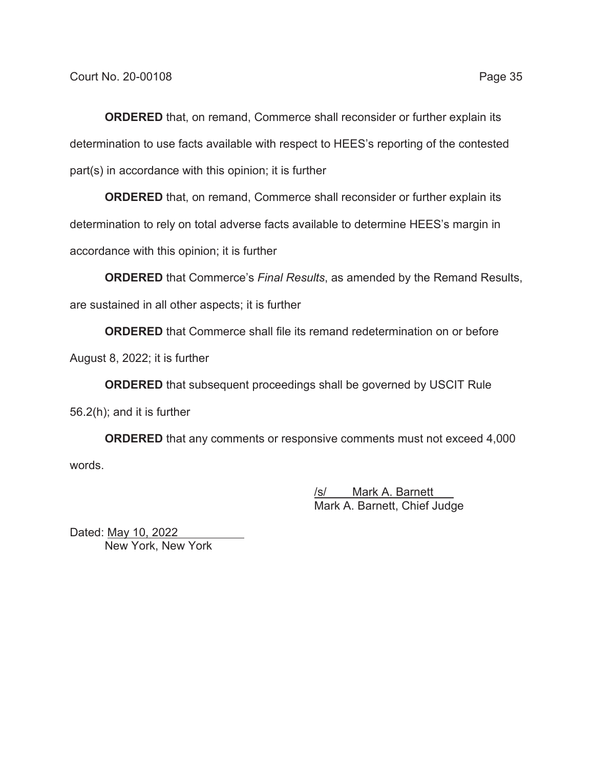**ORDERED** that, on remand, Commerce shall reconsider or further explain its determination to use facts available with respect to HEES's reporting of the contested part(s) in accordance with this opinion; it is further

**ORDERED** that, on remand, Commerce shall reconsider or further explain its determination to rely on total adverse facts available to determine HEES's margin in accordance with this opinion; it is further

**ORDERED** that Commerce's *Final Results*, as amended by the Remand Results, are sustained in all other aspects; it is further

**ORDERED** that Commerce shall file its remand redetermination on or before August 8, 2022; it is further

**ORDERED** that subsequent proceedings shall be governed by USCIT Rule 56.2(h); and it is further

**ORDERED** that any comments or responsive comments must not exceed 4,000 words.

/s/ Mark A. Barnett
Mark A. Barnett, Chief Judge

Dated: May 10, 2022
New York, New York